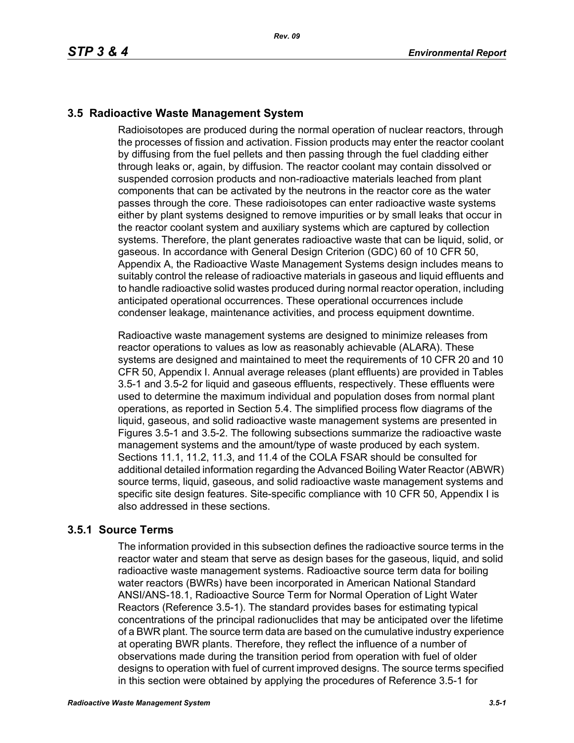## 3.5 Radioactive Waste Management System

Radioisotopes are produced during the normal operation of nuclear reactors, through the processes of fission and activation. Fission products may enter the reactor coolant by diffusing from the fuel pellets and then passing through the fuel cladding either through leaks or, again, by diffusion. The reactor coolant may contain dissolved or suspended corrosion products and non-radioactive materials leached from plant components that can be activated by the neutrons in the reactor core as the water passes through the core. These radioisotopes can enter radioactive waste systems either by plant systems designed to remove impurities or by small leaks that occur in the reactor coolant system and auxiliary systems which are captured by collection systems. Therefore, the plant generates radioactive waste that can be liquid, solid, or gaseous. In accordance with General Design Criterion (GDC) 60 of 10 CFR 50, Appendix A, the Radioactive Waste Management Systems design includes means to suitably control the release of radioactive materials in gaseous and liquid effluents and to handle radioactive solid wastes produced during normal reactor operation, including anticipated operational occurrences. These operational occurrences include condenser leakage, maintenance activities, and process equipment downtime.

Radioactive waste management systems are designed to minimize releases from reactor operations to values as low as reasonably achievable (ALARA). These systems are designed and maintained to meet the requirements of 10 CFR 20 and 10 CFR 50, Appendix I. Annual average releases (plant effluents) are provided in Tables 3.5-1 and 3.5-2 for liquid and gaseous effluents, respectively. These effluents were used to determine the maximum individual and population doses from normal plant operations, as reported in Section 5.4. The simplified process flow diagrams of the liquid, gaseous, and solid radioactive waste management systems are presented in Figures 3.5-1 and 3.5-2. The following subsections summarize the radioactive waste management systems and the amount/type of waste produced by each system. Sections 11.1, 11.2, 11.3, and 11.4 of the COLA FSAR should be consulted for additional detailed information regarding the Advanced Boiling Water Reactor (ABWR) source terms, liquid, gaseous, and solid radioactive waste management systems and specific site design features. Site-specific compliance with 10 CFR 50, Appendix I is also addressed in these sections.

### 3.5.1 Source Terms

The information provided in this subsection defines the radioactive source terms in the reactor water and steam that serve as design bases for the gaseous, liquid, and solid radioactive waste management systems. Radioactive source term data for boiling water reactors (BWRs) have been incorporated in American National Standard ANSI/ANS-18.1, Radioactive Source Term for Normal Operation of Light Water Reactors (Reference 3.5-1). The standard provides bases for estimating typical concentrations of the principal radionuclides that may be anticipated over the lifetime of a BWR plant. The source term data are based on the cumulative industry experience at operating BWR plants. Therefore, they reflect the influence of a number of observations made during the transition period from operation with fuel of older designs to operation with fuel of current improved designs. The source terms specified in this section were obtained by applying the procedures of Reference 3.5-1 for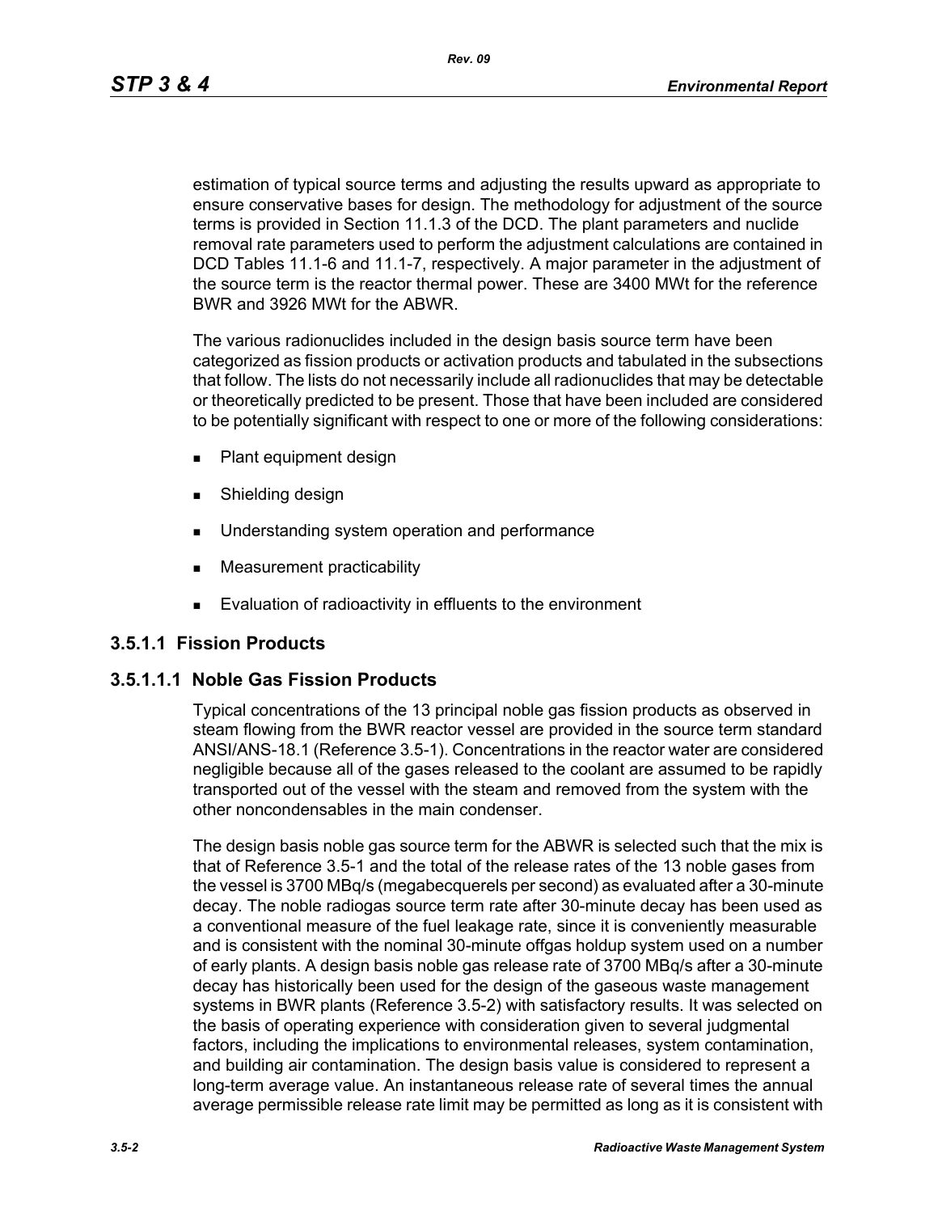estimation of typical source terms and adjusting the results upward as appropriate to ensure conservative bases for design. The methodology for adjustment of the source terms is provided in Section 11.1.3 of the DCD. The plant parameters and nuclide removal rate parameters used to perform the adjustment calculations are contained in DCD Tables 11.1-6 and 11.1-7, respectively. A major parameter in the adjustment of the source term is the reactor thermal power. These are 3400 MWt for the reference BWR and 3926 MWt for the ABWR.

The various radionuclides included in the design basis source term have been categorized as fission products or activation products and tabulated in the subsections that follow. The lists do not necessarily include all radionuclides that may be detectable or theoretically predicted to be present. Those that have been included are considered to be potentially significant with respect to one or more of the following considerations:

- Plant equipment design
- Shielding design
- Understanding system operation and performance
- Measurement practicability
- Evaluation of radioactivity in effluents to the environment

### 3.5.1.1 Fission Products

#### 3.5.1.1.1 Noble Gas Fission Products

Typical concentrations of the 13 principal noble gas fission products as observed in steam flowing from the BWR reactor vessel are provided in the source term standard ANSI/ANS-18.1 (Reference 3.5-1). Concentrations in the reactor water are considered negligible because all of the gases released to the coolant are assumed to be rapidly transported out of the vessel with the steam and removed from the system with the other noncondensables in the main condenser.

The design basis noble gas source term for the ABWR is selected such that the mix is that of Reference 3.5-1 and the total of the release rates of the 13 noble gases from the vessel is 3700 MBq/s (megabecquerels per second) as evaluated after a 30-minute decay. The noble radiogas source term rate after 30-minute decay has been used as a conventional measure of the fuel leakage rate, since it is conveniently measurable and is consistent with the nominal 30-minute offgas holdup system used on a number of early plants. A design basis noble gas release rate of 3700 MBq/s after a 30-minute decay has historically been used for the design of the gaseous waste management systems in BWR plants (Reference 3.5-2) with satisfactory results. It was selected on the basis of operating experience with consideration given to several judgmental factors, including the implications to environmental releases, system contamination, and building air contamination. The design basis value is considered to represent a long-term average value. An instantaneous release rate of several times the annual average permissible release rate limit may be permitted as long as it is consistent with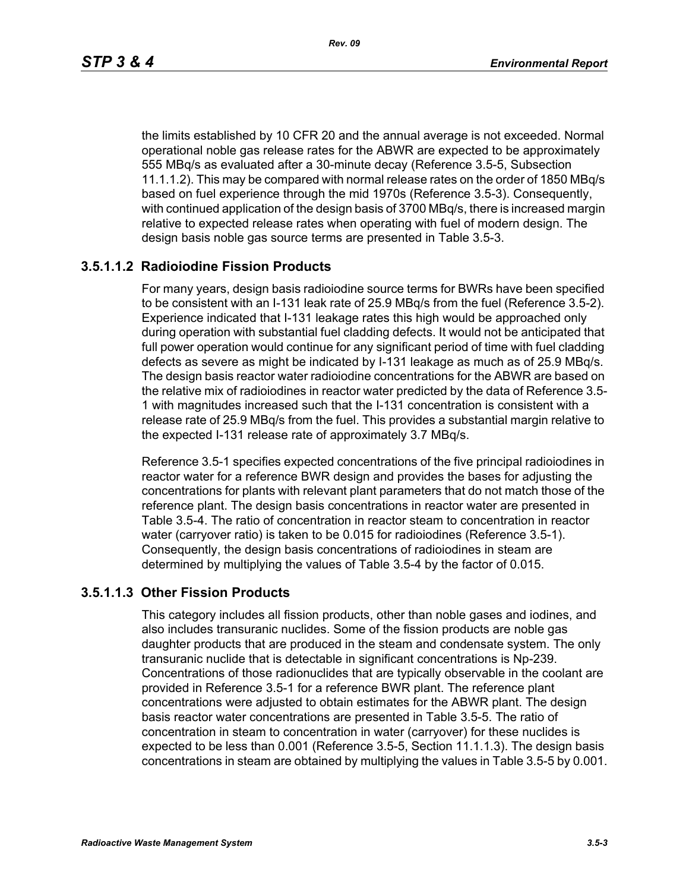the limits established by 10 CFR 20 and the annual average is not exceeded. Normal operational noble gas release rates for the ABWR are expected to be approximately 555 MBq/s as evaluated after a 30-minute decay (Reference 3.5-5, Subsection 11.1.1.2). This may be compared with normal release rates on the order of 1850 MBq/s based on fuel experience through the mid 1970s (Reference 3.5-3). Consequently, with continued application of the design basis of 3700 MBq/s, there is increased margin relative to expected release rates when operating with fuel of modern design. The design basis noble gas source terms are presented in Table 3.5-3.

### 3.5.1.1.2 Radioiodine Fission Products

For many years, design basis radioiodine source terms for BWRs have been specified to be consistent with an I-131 leak rate of 25.9 MBq/s from the fuel (Reference 3.5-2). Experience indicated that I-131 leakage rates this high would be approached only during operation with substantial fuel cladding defects. It would not be anticipated that full power operation would continue for any significant period of time with fuel cladding defects as severe as might be indicated by I-131 leakage as much as of 25.9 MBq/s. The design basis reactor water radioiodine concentrations for the ABWR are based on the relative mix of radioiodines in reactor water predicted by the data of Reference 3.5-1 with magnitudes increased such that the I-131 concentration is consistent with a release rate of 25.9 MBq/s from the fuel. This provides a substantial margin relative to the expected I-131 release rate of approximately 3.7 MBq/s.

Reference 3.5-1 specifies expected concentrations of the five principal radioiodines in reactor water for a reference BWR design and provides the bases for adjusting the concentrations for plants with relevant plant parameters that do not match those of the reference plant. The design basis concentrations in reactor water are presented in Table 3.5-4. The ratio of concentration in reactor steam to concentration in reactor water (carryover ratio) is taken to be 0.015 for radioiodines (Reference 3.5-1). Consequently, the design basis concentrations of radioiodines in steam are determined by multiplying the values of Table 3.5-4 by the factor of 0.015.

### 3.5.1.1.3 Other Fission Products

This category includes all fission products, other than noble gases and iodines, and also includes transuranic nuclides. Some of the fission products are noble gas daughter products that are produced in the steam and condensate system. The only transuranic nuclide that is detectable in significant concentrations is Np-239. Concentrations of those radionuclides that are typically observable in the coolant are provided in Reference 3.5-1 for a reference BWR plant. The reference plant concentrations were adjusted to obtain estimates for the ABWR plant. The design basis reactor water concentrations are presented in Table 3.5-5. The ratio of concentration in steam to concentration in water (carryover) for these nuclides is expected to be less than 0.001 (Reference 3.5-5, Section 11.1.1.3). The design basis concentrations in steam are obtained by multiplying the values in Table 3.5-5 by 0.001.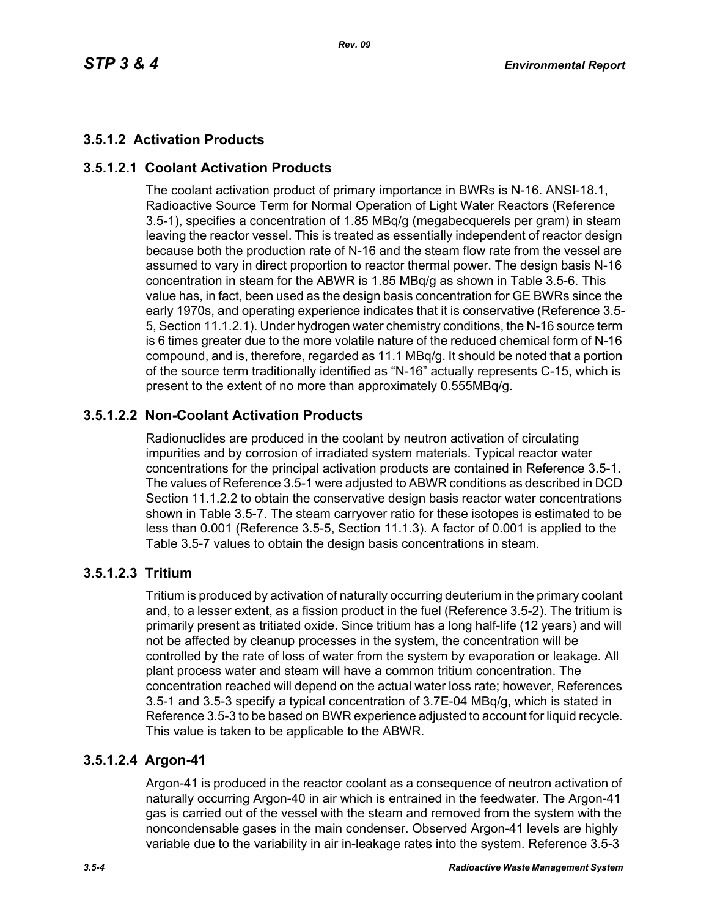### 3.5.1.2 Activation Products

#### 3.5.1.2.1 Coolant Activation Products

The coolant activation product of primary importance in BWRs is N-16. ANSI-18.1, Radioactive Source Term for Normal Operation of Light Water Reactors (Reference 3.5-1), specifies a concentration of 1.85 MBq/g (megabecquerels per gram) in steam leaving the reactor vessel. This is treated as essentially independent of reactor design because both the production rate of N-16 and the steam flow rate from the vessel are assumed to vary in direct proportion to reactor thermal power. The design basis N-16 concentration in steam for the ABWR is 1.85 MBq/g as shown in Table 3.5-6. This value has, in fact, been used as the design basis concentration for GE BWRs since the early 1970s, and operating experience indicates that it is conservative (Reference 3.5-5, Section 11.1.2.1). Under hydrogen water chemistry conditions, the N-16 source term is 6 times greater due to the more volatile nature of the reduced chemical form of N-16 compound, and is, therefore, regarded as 11.1 MBq/g. It should be noted that a portion of the source term traditionally identified as "N-16" actually represents C-15, which is present to the extent of no more than approximately 0.555MBq/g.

#### 3.5.1.2.2 Non-Coolant Activation Products

Radionuclides are produced in the coolant by neutron activation of circulating impurities and by corrosion of irradiated system materials. Typical reactor water concentrations for the principal activation products are contained in Reference 3.5-1. The values of Reference 3.5-1 were adjusted to ABWR conditions as described in DCD Section 11.1.2.2 to obtain the conservative design basis reactor water concentrations shown in Table 3.5-7. The steam carryover ratio for these isotopes is estimated to be less than 0.001 (Reference 3.5-5, Section 11.1.3). A factor of 0.001 is applied to the Table 3.5-7 values to obtain the design basis concentrations in steam.

#### 3.5.1.2.3 Tritium

Tritium is produced by activation of naturally occurring deuterium in the primary coolant and, to a lesser extent, as a fission product in the fuel (Reference 3.5-2). The tritium is primarily present as tritiated oxide. Since tritium has a long half-life (12 years) and will not be affected by cleanup processes in the system, the concentration will be controlled by the rate of loss of water from the system by evaporation or leakage. All plant process water and steam will have a common tritium concentration. The concentration reached will depend on the actual water loss rate; however, References 3.5-1 and 3.5-3 specify a typical concentration of 3.7E-04 MBq/g, which is stated in Reference 3.5-3 to be based on BWR experience adjusted to account for liquid recycle. This value is taken to be applicable to the ABWR.

#### 3.5.1.2.4 Argon-41

Argon-41 is produced in the reactor coolant as a consequence of neutron activation of naturally occurring Argon-40 in air which is entrained in the feedwater. The Argon-41 gas is carried out of the vessel with the steam and removed from the system with the noncondensable gases in the main condenser. Observed Argon-41 levels are highly variable due to the variability in air in-leakage rates into the system. Reference 3.5-3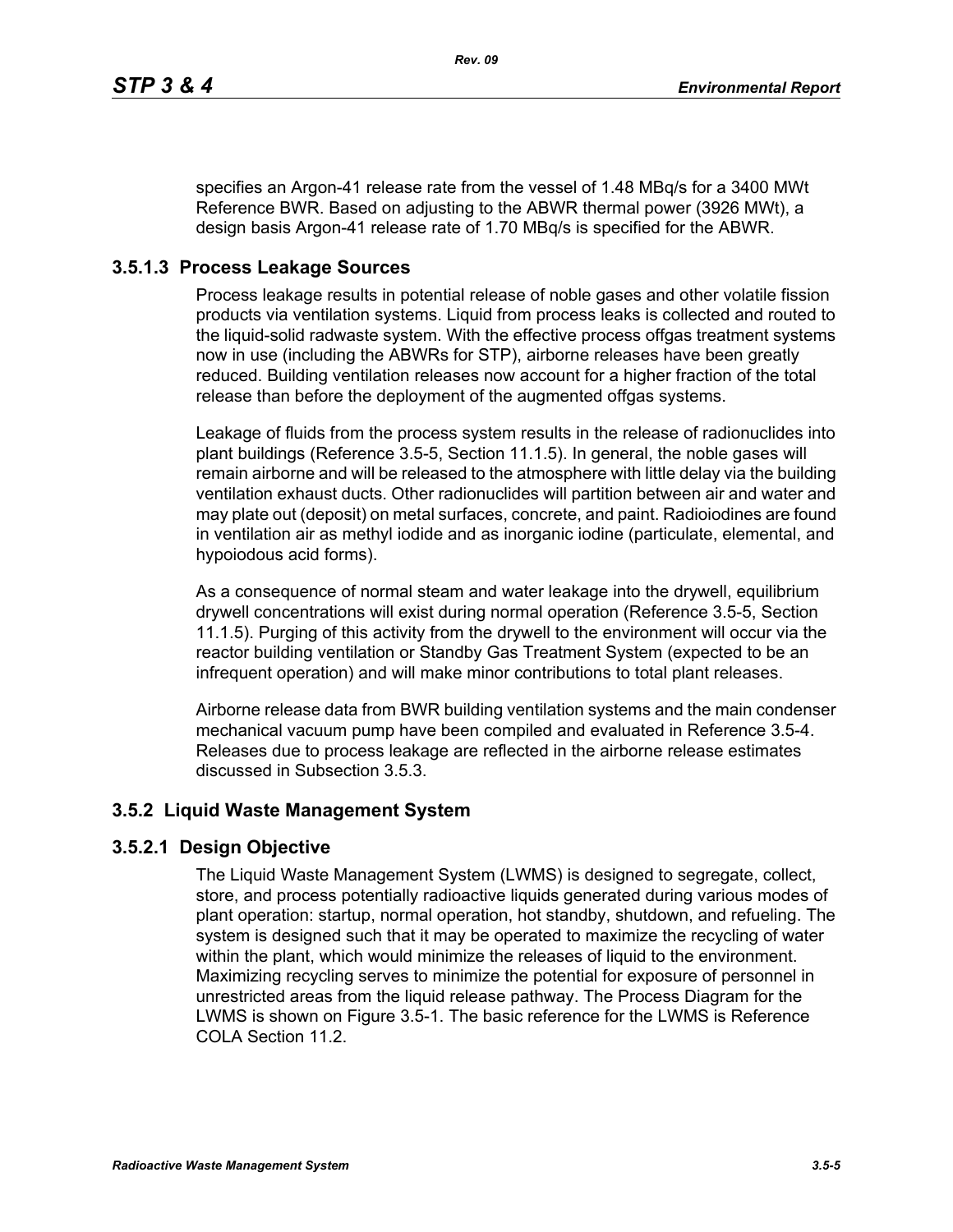specifies an Argon-41 release rate from the vessel of 1.48 MBq/s for a 3400 MWt Reference BWR. Based on adjusting to the ABWR thermal power (3926 MWt), a design basis Argon-41 release rate of 1.70 MBq/s is specified for the ABWR.

### 3.5.1.3 Process Leakage Sources

Process leakage results in potential release of noble gases and other volatile fission products via ventilation systems. Liquid from process leaks is collected and routed to the liquid-solid radwaste system. With the effective process offgas treatment systems now in use (including the ABWRs for STP), airborne releases have been greatly reduced. Building ventilation releases now account for a higher fraction of the total release than before the deployment of the augmented offgas systems.

Leakage of fluids from the process system results in the release of radionuclides into plant buildings (Reference 3.5-5, Section 11.1.5). In general, the noble gases will remain airborne and will be released to the atmosphere with little delay via the building ventilation exhaust ducts. Other radionuclides will partition between air and water and may plate out (deposit) on metal surfaces, concrete, and paint. Radioiodines are found in ventilation air as methyl iodide and as inorganic iodine (particulate, elemental, and hypoiodous acid forms).

As a consequence of normal steam and water leakage into the drywell, equilibrium drywell concentrations will exist during normal operation (Reference 3.5-5, Section 11.1.5). Purging of this activity from the drywell to the environment will occur via the reactor building ventilation or Standby Gas Treatment System (expected to be an infrequent operation) and will make minor contributions to total plant releases.

Airborne release data from BWR building ventilation systems and the main condenser mechanical vacuum pump have been compiled and evaluated in Reference 3.5-4. Releases due to process leakage are reflected in the airborne release estimates discussed in Subsection 3.5.3.

## 3.5.2 Liquid Waste Management System

### 3.5.2.1 Design Objective

The Liquid Waste Management System (LWMS) is designed to segregate, collect, store, and process potentially radioactive liquids generated during various modes of plant operation: startup, normal operation, hot standby, shutdown, and refueling. The system is designed such that it may be operated to maximize the recycling of water within the plant, which would minimize the releases of liquid to the environment. Maximizing recycling serves to minimize the potential for exposure of personnel in unrestricted areas from the liquid release pathway. The Process Diagram for the LWMS is shown on Figure 3.5-1. The basic reference for the LWMS is Reference COLA Section 11.2.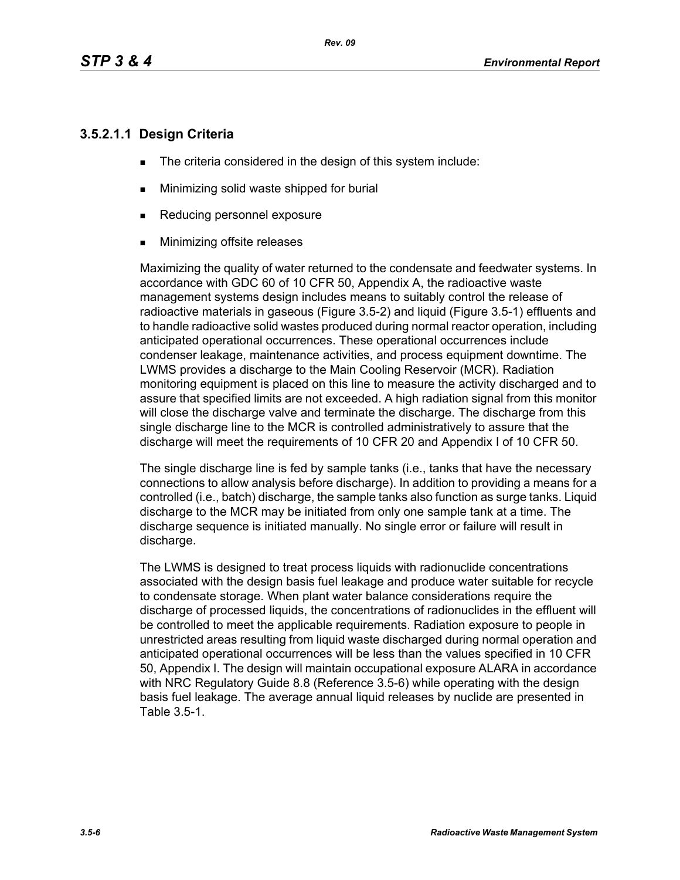### 3.5.2.1.1 Design Criteria

- The criteria considered in the design of this system include:
- Minimizing solid waste shipped for burial
- Reducing personnel exposure
- Minimizing offsite releases

Maximizing the quality of water returned to the condensate and feedwater systems. In accordance with GDC 60 of 10 CFR 50, Appendix A, the radioactive waste management systems design includes means to suitably control the release of radioactive materials in gaseous (Figure 3.5-2) and liquid (Figure 3.5-1) effluents and to handle radioactive solid wastes produced during normal reactor operation, including anticipated operational occurrences. These operational occurrences include condenser leakage, maintenance activities, and process equipment downtime. The LWMS provides a discharge to the Main Cooling Reservoir (MCR). Radiation monitoring equipment is placed on this line to measure the activity discharged and to assure that specified limits are not exceeded. A high radiation signal from this monitor will close the discharge valve and terminate the discharge. The discharge from this single discharge line to the MCR is controlled administratively to assure that the discharge will meet the requirements of 10 CFR 20 and Appendix I of 10 CFR 50.

The single discharge line is fed by sample tanks (i.e., tanks that have the necessary connections to allow analysis before discharge). In addition to providing a means for a controlled (i.e., batch) discharge, the sample tanks also function as surge tanks. Liquid discharge to the MCR may be initiated from only one sample tank at a time. The discharge sequence is initiated manually. No single error or failure will result in discharge.

The LWMS is designed to treat process liquids with radionuclide concentrations associated with the design basis fuel leakage and produce water suitable for recycle to condensate storage. When plant water balance considerations require the discharge of processed liquids, the concentrations of radionuclides in the effluent will be controlled to meet the applicable requirements. Radiation exposure to people in unrestricted areas resulting from liquid waste discharged during normal operation and anticipated operational occurrences will be less than the values specified in 10 CFR 50, Appendix I. The design will maintain occupational exposure ALARA in accordance with NRC Regulatory Guide 8.8 (Reference 3.5-6) while operating with the design basis fuel leakage. The average annual liquid releases by nuclide are presented in Table 3.5-1.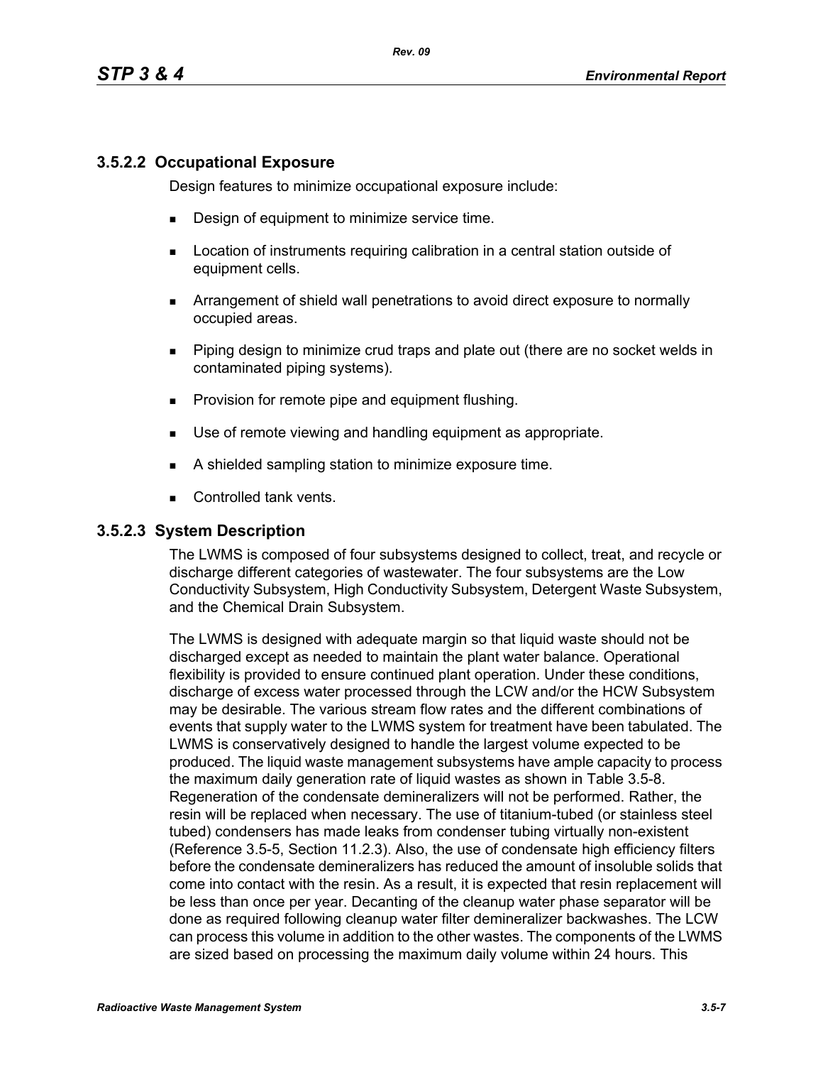### 3.5.2.2 Occupational Exposure

Design features to minimize occupational exposure include:

- Design of equipment to minimize service time.
- Location of instruments requiring calibration in a central station outside of equipment cells.
- Arrangement of shield wall penetrations to avoid direct exposure to normally occupied areas.
- Piping design to minimize crud traps and plate out (there are no socket welds in contaminated piping systems).
- Provision for remote pipe and equipment flushing.
- Use of remote viewing and handling equipment as appropriate.
- A shielded sampling station to minimize exposure time.
- Controlled tank vents.

### 3.5.2.3 System Description

The LWMS is composed of four subsystems designed to collect, treat, and recycle or discharge different categories of wastewater. The four subsystems are the Low Conductivity Subsystem, High Conductivity Subsystem, Detergent Waste Subsystem, and the Chemical Drain Subsystem.

The LWMS is designed with adequate margin so that liquid waste should not be discharged except as needed to maintain the plant water balance. Operational flexibility is provided to ensure continued plant operation. Under these conditions, discharge of excess water processed through the LCW and/or the HCW Subsystem may be desirable. The various stream flow rates and the different combinations of events that supply water to the LWMS system for treatment have been tabulated. The LWMS is conservatively designed to handle the largest volume expected to be produced. The liquid waste management subsystems have ample capacity to process the maximum daily generation rate of liquid wastes as shown in Table 3.5-8. Regeneration of the condensate demineralizers will not be performed. Rather, the resin will be replaced when necessary. The use of titanium-tubed (or stainless steel tubed) condensers has made leaks from condenser tubing virtually non-existent (Reference 3.5-5, Section 11.2.3). Also, the use of condensate high efficiency filters before the condensate demineralizers has reduced the amount of insoluble solids that come into contact with the resin. As a result, it is expected that resin replacement will be less than once per year. Decanting of the cleanup water phase separator will be done as required following cleanup water filter demineralizer backwashes. The LCW can process this volume in addition to the other wastes. The components of the LWMS are sized based on processing the maximum daily volume within 24 hours. This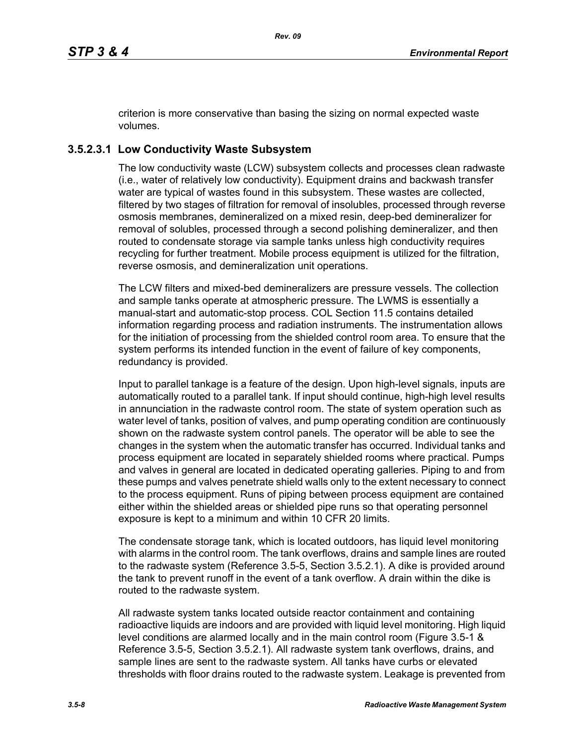criterion is more conservative than basing the sizing on normal expected waste volumes.

### 3.5.2.3.1 Low Conductivity Waste Subsystem

The low conductivity waste (LCW) subsystem collects and processes clean radwaste (i.e., water of relatively low conductivity). Equipment drains and backwash transfer water are typical of wastes found in this subsystem. These wastes are collected, filtered by two stages of filtration for removal of insolubles, processed through reverse osmosis membranes, demineralized on a mixed resin, deep-bed demineralizer for removal of solubles, processed through a second polishing demineralizer, and then routed to condensate storage via sample tanks unless high conductivity requires recycling for further treatment. Mobile process equipment is utilized for the filtration, reverse osmosis, and demineralization unit operations.

The LCW filters and mixed-bed demineralizers are pressure vessels. The collection and sample tanks operate at atmospheric pressure. The LWMS is essentially a manual-start and automatic-stop process. COL Section 11.5 contains detailed information regarding process and radiation instruments. The instrumentation allows for the initiation of processing from the shielded control room area. To ensure that the system performs its intended function in the event of failure of key components, redundancy is provided.

Input to parallel tankage is a feature of the design. Upon high-level signals, inputs are automatically routed to a parallel tank. If input should continue, high-high level results in annunciation in the radwaste control room. The state of system operation such as water level of tanks, position of valves, and pump operating condition are continuously shown on the radwaste system control panels. The operator will be able to see the changes in the system when the automatic transfer has occurred. Individual tanks and process equipment are located in separately shielded rooms where practical. Pumps and valves in general are located in dedicated operating galleries. Piping to and from these pumps and valves penetrate shield walls only to the extent necessary to connect to the process equipment. Runs of piping between process equipment are contained either within the shielded areas or shielded pipe runs so that operating personnel exposure is kept to a minimum and within 10 CFR 20 limits.

The condensate storage tank, which is located outdoors, has liquid level monitoring with alarms in the control room. The tank overflows, drains and sample lines are routed to the radwaste system (Reference 3.5-5, Section 3.5.2.1). A dike is provided around the tank to prevent runoff in the event of a tank overflow. A drain within the dike is routed to the radwaste system.

All radwaste system tanks located outside reactor containment and containing radioactive liquids are indoors and are provided with liquid level monitoring. High liquid level conditions are alarmed locally and in the main control room (Figure 3.5-1 & Reference 3.5-5, Section 3.5.2.1). All radwaste system tank overflows, drains, and sample lines are sent to the radwaste system. All tanks have curbs or elevated thresholds with floor drains routed to the radwaste system. Leakage is prevented from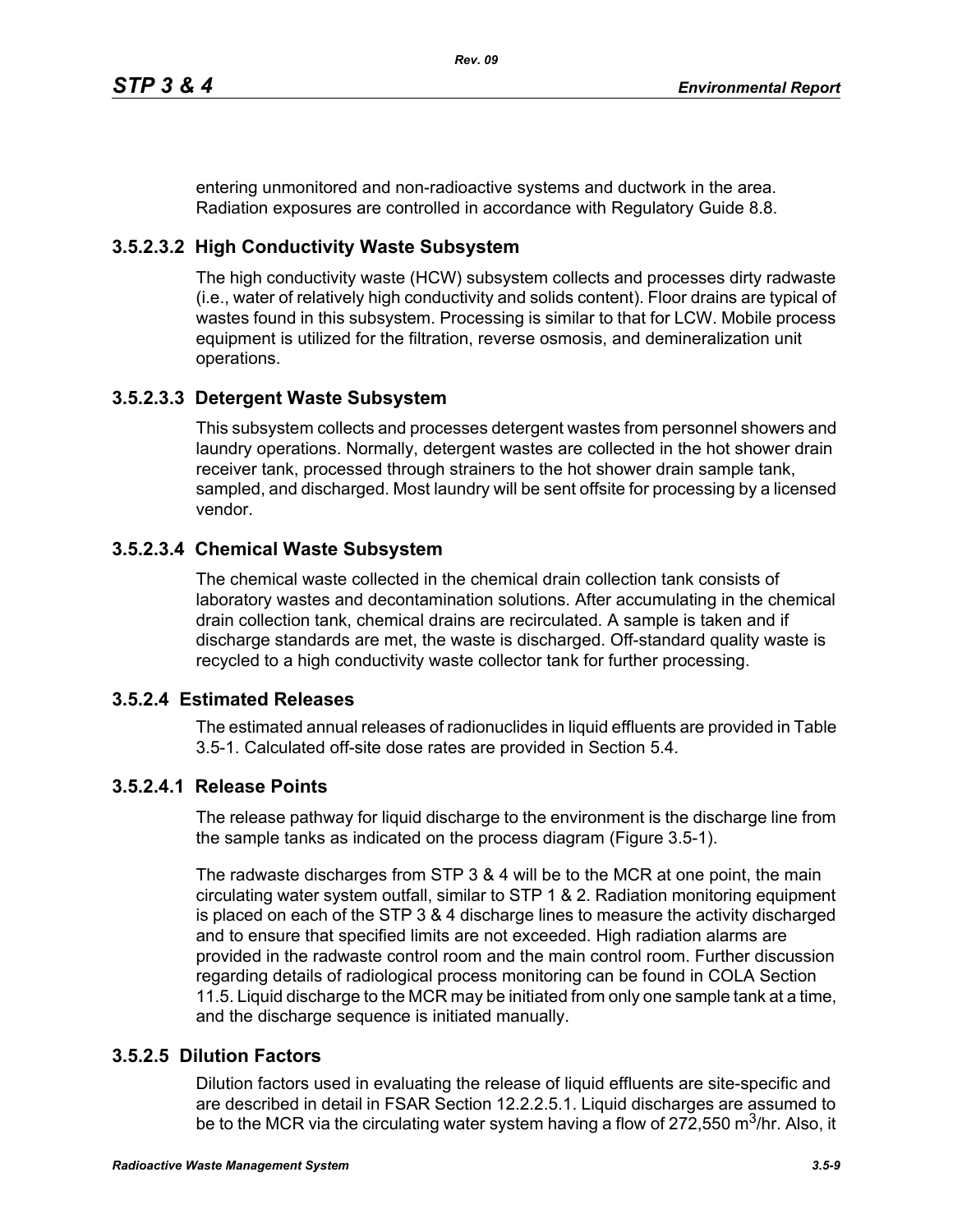entering unmonitored and non-radioactive systems and ductwork in the area. Radiation exposures are controlled in accordance with Regulatory Guide 8.8.

### 3.5.2.3.2 High Conductivity Waste Subsystem

The high conductivity waste (HCW) subsystem collects and processes dirty radwaste (i.e., water of relatively high conductivity and solids content). Floor drains are typical of wastes found in this subsystem. Processing is similar to that for LCW. Mobile process equipment is utilized for the filtration, reverse osmosis, and demineralization unit operations.

### 3.5.2.3.3 Detergent Waste Subsystem

This subsystem collects and processes detergent wastes from personnel showers and laundry operations. Normally, detergent wastes are collected in the hot shower drain receiver tank, processed through strainers to the hot shower drain sample tank, sampled, and discharged. Most laundry will be sent offsite for processing by a licensed vendor.

### 3.5.2.3.4 Chemical Waste Subsystem

The chemical waste collected in the chemical drain collection tank consists of laboratory wastes and decontamination solutions. After accumulating in the chemical drain collection tank, chemical drains are recirculated. A sample is taken and if discharge standards are met, the waste is discharged. Off-standard quality waste is recycled to a high conductivity waste collector tank for further processing.

### 3.5.2.4 Estimated Releases

The estimated annual releases of radionuclides in liquid effluents are provided in Table 3.5-1. Calculated off-site dose rates are provided in Section 5.4.

### 3.5.2.4.1 Release Points

The release pathway for liquid discharge to the environment is the discharge line from the sample tanks as indicated on the process diagram (Figure 3.5-1).

The radwaste discharges from STP 3 & 4 will be to the MCR at one point, the main circulating water system outfall, similar to STP 1 & 2. Radiation monitoring equipment is placed on each of the STP 3 & 4 discharge lines to measure the activity discharged and to ensure that specified limits are not exceeded. High radiation alarms are provided in the radwaste control room and the main control room. Further discussion regarding details of radiological process monitoring can be found in COLA Section 11.5. Liquid discharge to the MCR may be initiated from only one sample tank at a time, and the discharge sequence is initiated manually.

### 3.5.2.5 Dilution Factors

Dilution factors used in evaluating the release of liquid effluents are site-specific and are described in detail in FSAR Section 12.2.2.5.1. Liquid discharges are assumed to be to the MCR via the circulating water system having a flow of 272,550 $m^3$/hr. Also, it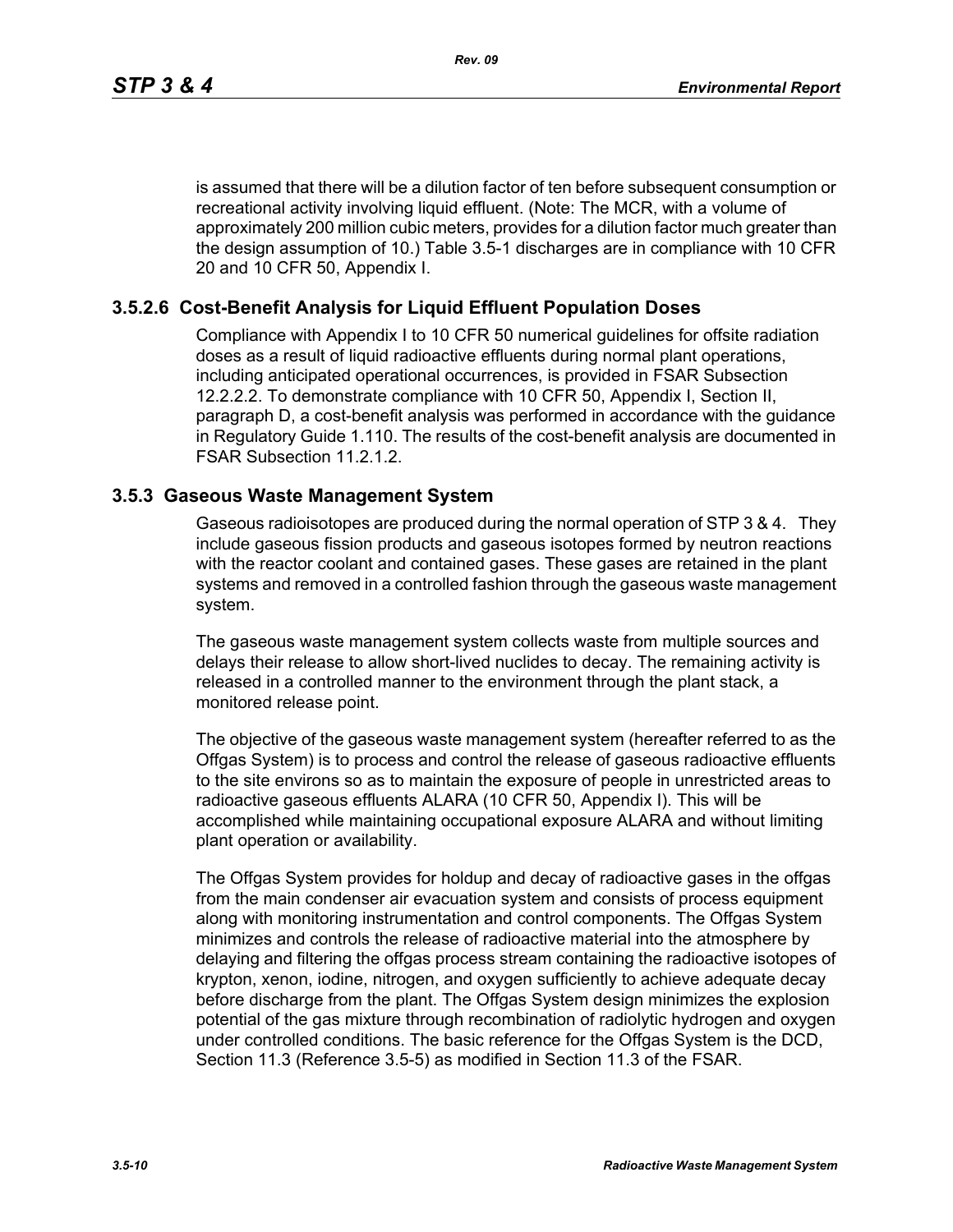is assumed that there will be a dilution factor of ten before subsequent consumption or recreational activity involving liquid effluent. (Note: The MCR, with a volume of approximately 200 million cubic meters, provides for a dilution factor much greater than the design assumption of 10.) Table 3.5-1 discharges are in compliance with 10 CFR 20 and 10 CFR 50, Appendix I.

### 3.5.2.6 Cost-Benefit Analysis for Liquid Effluent Population Doses

Compliance with Appendix I to 10 CFR 50 numerical guidelines for offsite radiation doses as a result of liquid radioactive effluents during normal plant operations, including anticipated operational occurrences, is provided in FSAR Subsection 12.2.2.2. To demonstrate compliance with 10 CFR 50, Appendix I, Section II, paragraph D, a cost-benefit analysis was performed in accordance with the guidance in Regulatory Guide 1.110. The results of the cost-benefit analysis are documented in FSAR Subsection 11.2.1.2.

## 3.5.3 Gaseous Waste Management System

Gaseous radioisotopes are produced during the normal operation of STP 3 & 4. They include gaseous fission products and gaseous isotopes formed by neutron reactions with the reactor coolant and contained gases. These gases are retained in the plant systems and removed in a controlled fashion through the gaseous waste management system.

The gaseous waste management system collects waste from multiple sources and delays their release to allow short-lived nuclides to decay. The remaining activity is released in a controlled manner to the environment through the plant stack, a monitored release point.

The objective of the gaseous waste management system (hereafter referred to as the Offgas System) is to process and control the release of gaseous radioactive effluents to the site environs so as to maintain the exposure of people in unrestricted areas to radioactive gaseous effluents ALARA (10 CFR 50, Appendix I). This will be accomplished while maintaining occupational exposure ALARA and without limiting plant operation or availability.

The Offgas System provides for holdup and decay of radioactive gases in the offgas from the main condenser air evacuation system and consists of process equipment along with monitoring instrumentation and control components. The Offgas System minimizes and controls the release of radioactive material into the atmosphere by delaying and filtering the offgas process stream containing the radioactive isotopes of krypton, xenon, iodine, nitrogen, and oxygen sufficiently to achieve adequate decay before discharge from the plant. The Offgas System design minimizes the explosion potential of the gas mixture through recombination of radiolytic hydrogen and oxygen under controlled conditions. The basic reference for the Offgas System is the DCD, Section 11.3 (Reference 3.5-5) as modified in Section 11.3 of the FSAR.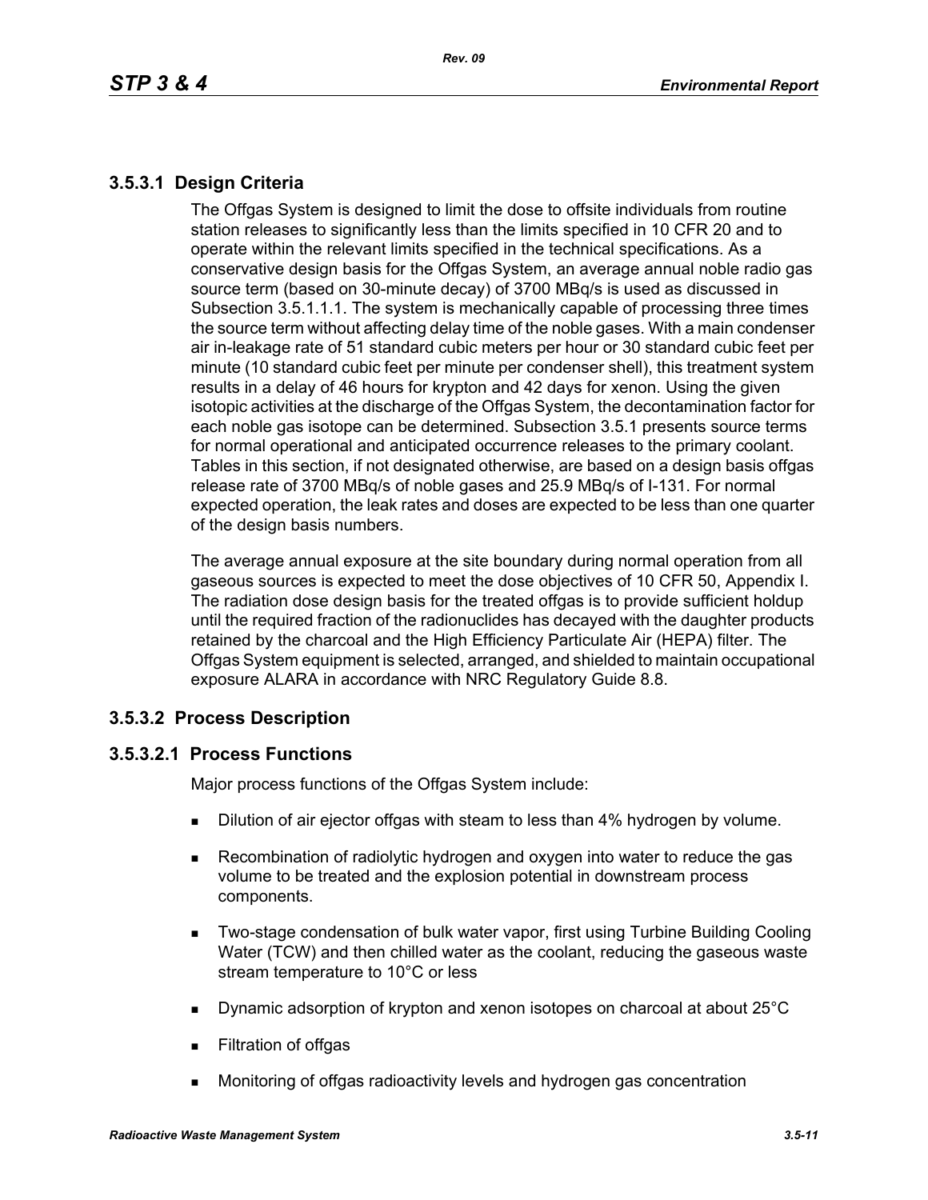### 3.5.3.1 Design Criteria

The Offgas System is designed to limit the dose to offsite individuals from routine station releases to significantly less than the limits specified in 10 CFR 20 and to operate within the relevant limits specified in the technical specifications. As a conservative design basis for the Offgas System, an average annual noble radio gas source term (based on 30-minute decay) of 3700 MBq/s is used as discussed in Subsection 3.5.1.1.1. The system is mechanically capable of processing three times the source term without affecting delay time of the noble gases. With a main condenser air in-leakage rate of 51 standard cubic meters per hour or 30 standard cubic feet per minute (10 standard cubic feet per minute per condenser shell), this treatment system results in a delay of 46 hours for krypton and 42 days for xenon. Using the given isotopic activities at the discharge of the Offgas System, the decontamination factor for each noble gas isotope can be determined. Subsection 3.5.1 presents source terms for normal operational and anticipated occurrence releases to the primary coolant. Tables in this section, if not designated otherwise, are based on a design basis offgas release rate of 3700 MBq/s of noble gases and 25.9 MBq/s of I-131. For normal expected operation, the leak rates and doses are expected to be less than one quarter of the design basis numbers.

The average annual exposure at the site boundary during normal operation from all gaseous sources is expected to meet the dose objectives of 10 CFR 50, Appendix I. The radiation dose design basis for the treated offgas is to provide sufficient holdup until the required fraction of the radionuclides has decayed with the daughter products retained by the charcoal and the High Efficiency Particulate Air (HEPA) filter. The Offgas System equipment is selected, arranged, and shielded to maintain occupational exposure ALARA in accordance with NRC Regulatory Guide 8.8.

### 3.5.3.2 Process Description

#### 3.5.3.2.1 Process Functions

Major process functions of the Offgas System include:

- Dilution of air ejector offgas with steam to less than 4% hydrogen by volume.
- Recombination of radiolytic hydrogen and oxygen into water to reduce the gas volume to be treated and the explosion potential in downstream process components.
- Two-stage condensation of bulk water vapor, first using Turbine Building Cooling Water (TCW) and then chilled water as the coolant, reducing the gaseous waste stream temperature to 10°C or less
- Dynamic adsorption of krypton and xenon isotopes on charcoal at about 25°C
- Filtration of offgas
- Monitoring of offgas radioactivity levels and hydrogen gas concentration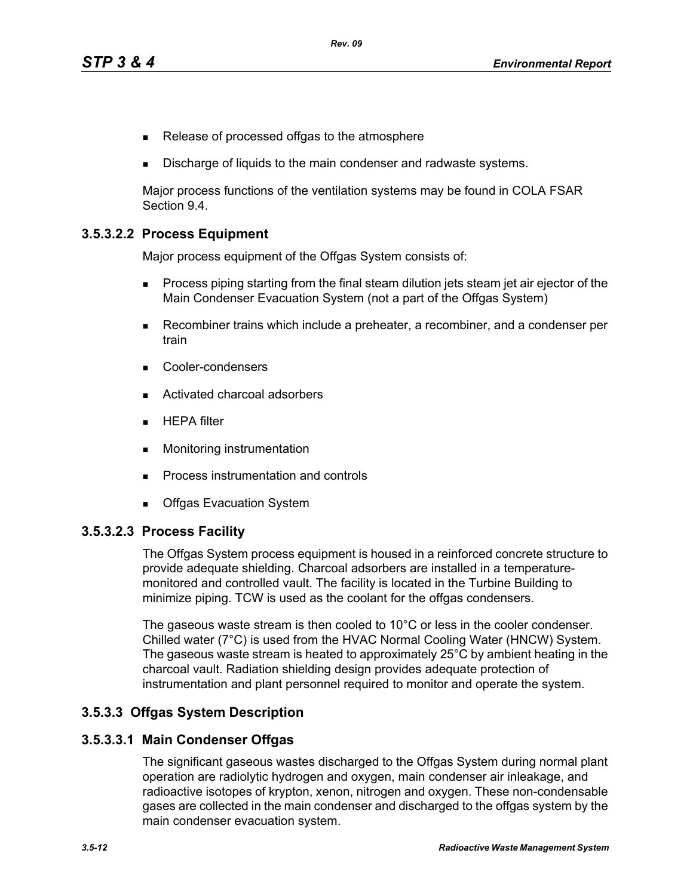- Release of processed offgas to the atmosphere
- Discharge of liquids to the main condenser and radwaste systems.

Major process functions of the ventilation systems may be found in COLA FSAR Section 9.4.

### 3.5.3.2.2 Process Equipment

Major process equipment of the Offgas System consists of:

- Process piping starting from the final steam dilution jets steam jet air ejector of the Main Condenser Evacuation System (not a part of the Offgas System)
- Recombiner trains which include a preheater, a recombiner, and a condenser per train
- Cooler-condensers
- Activated charcoal adsorbers
- HEPA filter
- Monitoring instrumentation
- Process instrumentation and controls
- Offgas Evacuation System

### 3.5.3.2.3 Process Facility

The Offgas System process equipment is housed in a reinforced concrete structure to provide adequate shielding. Charcoal adsorbers are installed in a temperature-monitored and controlled vault. The facility is located in the Turbine Building to minimize piping. TCW is used as the coolant for the offgas condensers.

The gaseous waste stream is then cooled to 10°C or less in the cooler condenser. Chilled water (7°C) is used from the HVAC Normal Cooling Water (HNCW) System. The gaseous waste stream is heated to approximately 25°C by ambient heating in the charcoal vault. Radiation shielding design provides adequate protection of instrumentation and plant personnel required to monitor and operate the system.

## 3.5.3.3 Offgas System Description

### 3.5.3.3.1 Main Condenser Offgas

The significant gaseous wastes discharged to the Offgas System during normal plant operation are radiolytic hydrogen and oxygen, main condenser air inleakage, and radioactive isotopes of krypton, xenon, nitrogen and oxygen. These non-condensable gases are collected in the main condenser and discharged to the offgas system by the main condenser evacuation system.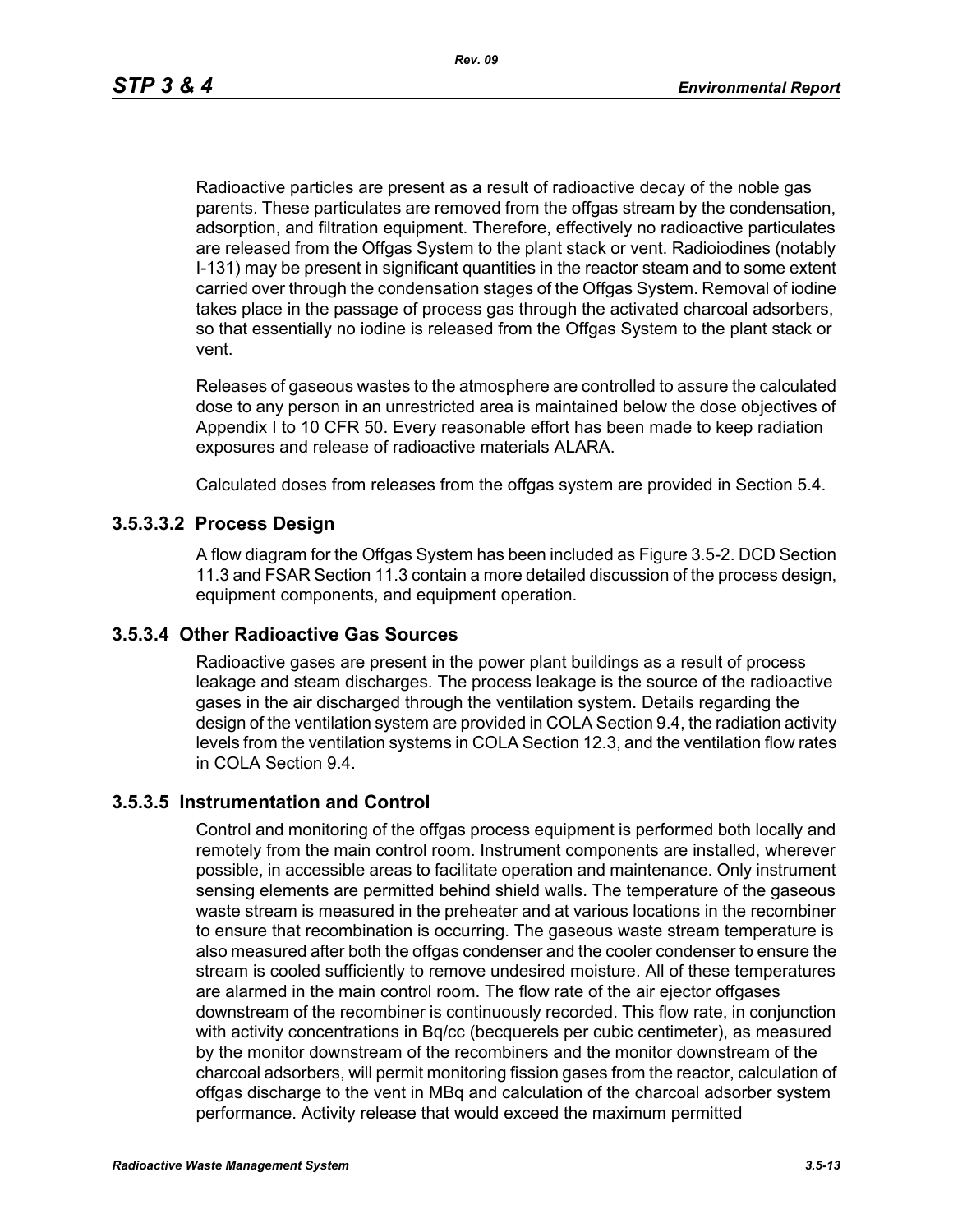Radioactive particles are present as a result of radioactive decay of the noble gas parents. These particulates are removed from the offgas stream by the condensation, adsorption, and filtration equipment. Therefore, effectively no radioactive particulates are released from the Offgas System to the plant stack or vent. Radioiodines (notably I-131) may be present in significant quantities in the reactor steam and to some extent carried over through the condensation stages of the Offgas System. Removal of iodine takes place in the passage of process gas through the activated charcoal adsorbers, so that essentially no iodine is released from the Offgas System to the plant stack or vent.

Releases of gaseous wastes to the atmosphere are controlled to assure the calculated dose to any person in an unrestricted area is maintained below the dose objectives of Appendix I to 10 CFR 50. Every reasonable effort has been made to keep radiation exposures and release of radioactive materials ALARA.

Calculated doses from releases from the offgas system are provided in Section 5.4.

### 3.5.3.3.2 Process Design

A flow diagram for the Offgas System has been included as Figure 3.5-2. DCD Section 11.3 and FSAR Section 11.3 contain a more detailed discussion of the process design, equipment components, and equipment operation.

## 3.5.3.4 Other Radioactive Gas Sources

Radioactive gases are present in the power plant buildings as a result of process leakage and steam discharges. The process leakage is the source of the radioactive gases in the air discharged through the ventilation system. Details regarding the design of the ventilation system are provided in COLA Section 9.4, the radiation activity levels from the ventilation systems in COLA Section 12.3, and the ventilation flow rates in COLA Section 9.4.

## 3.5.3.5 Instrumentation and Control

Control and monitoring of the offgas process equipment is performed both locally and remotely from the main control room. Instrument components are installed, wherever possible, in accessible areas to facilitate operation and maintenance. Only instrument sensing elements are permitted behind shield walls. The temperature of the gaseous waste stream is measured in the preheater and at various locations in the recombiner to ensure that recombination is occurring. The gaseous waste stream temperature is also measured after both the offgas condenser and the cooler condenser to ensure the stream is cooled sufficiently to remove undesired moisture. All of these temperatures are alarmed in the main control room. The flow rate of the air ejector offgases downstream of the recombiner is continuously recorded. This flow rate, in conjunction with activity concentrations in Bq/cc (becquerels per cubic centimeter), as measured by the monitor downstream of the recombiners and the monitor downstream of the charcoal adsorbers, will permit monitoring fission gases from the reactor, calculation of offgas discharge to the vent in MBq and calculation of the charcoal adsorber system performance. Activity release that would exceed the maximum permitted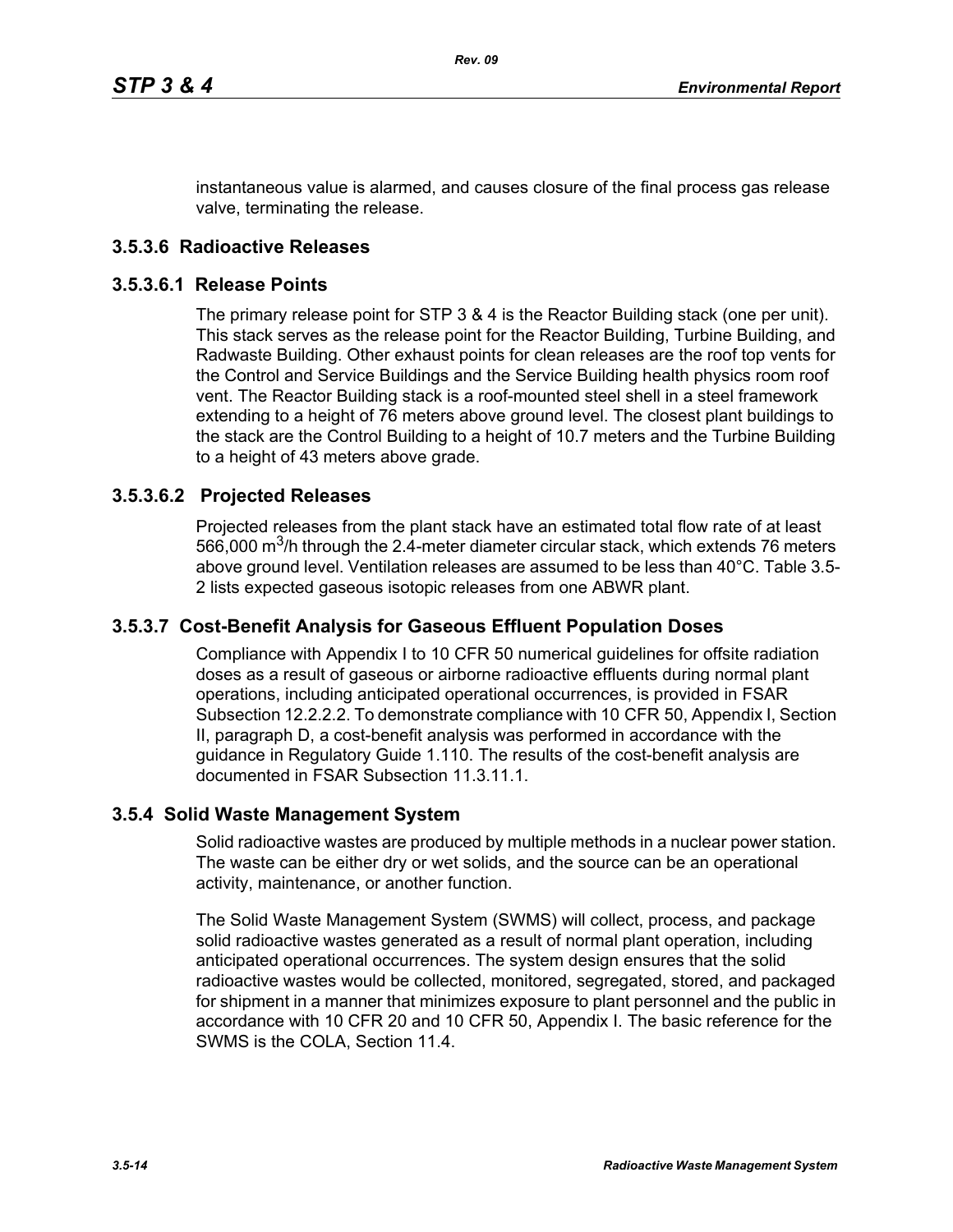instantaneous value is alarmed, and causes closure of the final process gas release valve, terminating the release.

### 3.5.3.6 Radioactive Releases

#### 3.5.3.6.1 Release Points

The primary release point for STP 3 & 4 is the Reactor Building stack (one per unit). This stack serves as the release point for the Reactor Building, Turbine Building, and Radwaste Building. Other exhaust points for clean releases are the roof top vents for the Control and Service Buildings and the Service Building health physics room roof vent. The Reactor Building stack is a roof-mounted steel shell in a steel framework extending to a height of 76 meters above ground level. The closest plant buildings to the stack are the Control Building to a height of 10.7 meters and the Turbine Building to a height of 43 meters above grade.

#### 3.5.3.6.2 Projected Releases

Projected releases from the plant stack have an estimated total flow rate of at least 566,000 $m^3$/h through the 2.4-meter diameter circular stack, which extends 76 meters above ground level. Ventilation releases are assumed to be less than 40°C. Table 3.5-2 lists expected gaseous isotopic releases from one ABWR plant.

### 3.5.3.7 Cost-Benefit Analysis for Gaseous Effluent Population Doses

Compliance with Appendix I to 10 CFR 50 numerical guidelines for offsite radiation doses as a result of gaseous or airborne radioactive effluents during normal plant operations, including anticipated operational occurrences, is provided in FSAR Subsection 12.2.2.2. To demonstrate compliance with 10 CFR 50, Appendix I, Section II, paragraph D, a cost-benefit analysis was performed in accordance with the guidance in Regulatory Guide 1.110. The results of the cost-benefit analysis are documented in FSAR Subsection 11.3.11.1.

## 3.5.4 Solid Waste Management System

Solid radioactive wastes are produced by multiple methods in a nuclear power station. The waste can be either dry or wet solids, and the source can be an operational activity, maintenance, or another function.

The Solid Waste Management System (SWMS) will collect, process, and package solid radioactive wastes generated as a result of normal plant operation, including anticipated operational occurrences. The system design ensures that the solid radioactive wastes would be collected, monitored, segregated, stored, and packaged for shipment in a manner that minimizes exposure to plant personnel and the public in accordance with 10 CFR 20 and 10 CFR 50, Appendix I. The basic reference for the SWMS is the COLA, Section 11.4.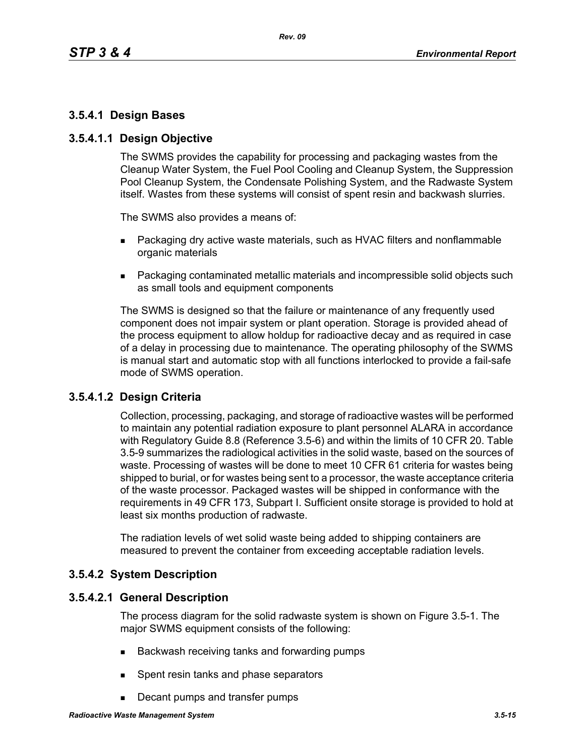### 3.5.4.1 Design Bases

#### 3.5.4.1.1 Design Objective

The SWMS provides the capability for processing and packaging wastes from the Cleanup Water System, the Fuel Pool Cooling and Cleanup System, the Suppression Pool Cleanup System, the Condensate Polishing System, and the Radwaste System itself. Wastes from these systems will consist of spent resin and backwash slurries.

The SWMS also provides a means of:

- Packaging dry active waste materials, such as HVAC filters and nonflammable organic materials
- Packaging contaminated metallic materials and incompressible solid objects such as small tools and equipment components

The SWMS is designed so that the failure or maintenance of any frequently used component does not impair system or plant operation. Storage is provided ahead of the process equipment to allow holdup for radioactive decay and as required in case of a delay in processing due to maintenance. The operating philosophy of the SWMS is manual start and automatic stop with all functions interlocked to provide a fail-safe mode of SWMS operation.

#### 3.5.4.1.2 Design Criteria

Collection, processing, packaging, and storage of radioactive wastes will be performed to maintain any potential radiation exposure to plant personnel ALARA in accordance with Regulatory Guide 8.8 (Reference 3.5-6) and within the limits of 10 CFR 20. Table 3.5-9 summarizes the radiological activities in the solid waste, based on the sources of waste. Processing of wastes will be done to meet 10 CFR 61 criteria for wastes being shipped to burial, or for wastes being sent to a processor, the waste acceptance criteria of the waste processor. Packaged wastes will be shipped in conformance with the requirements in 49 CFR 173, Subpart I. Sufficient onsite storage is provided to hold at least six months production of radwaste.

The radiation levels of wet solid waste being added to shipping containers are measured to prevent the container from exceeding acceptable radiation levels.

### 3.5.4.2 System Description

#### 3.5.4.2.1 General Description

The process diagram for the solid radwaste system is shown on Figure 3.5-1. The major SWMS equipment consists of the following:

- Backwash receiving tanks and forwarding pumps
- Spent resin tanks and phase separators
- Decant pumps and transfer pumps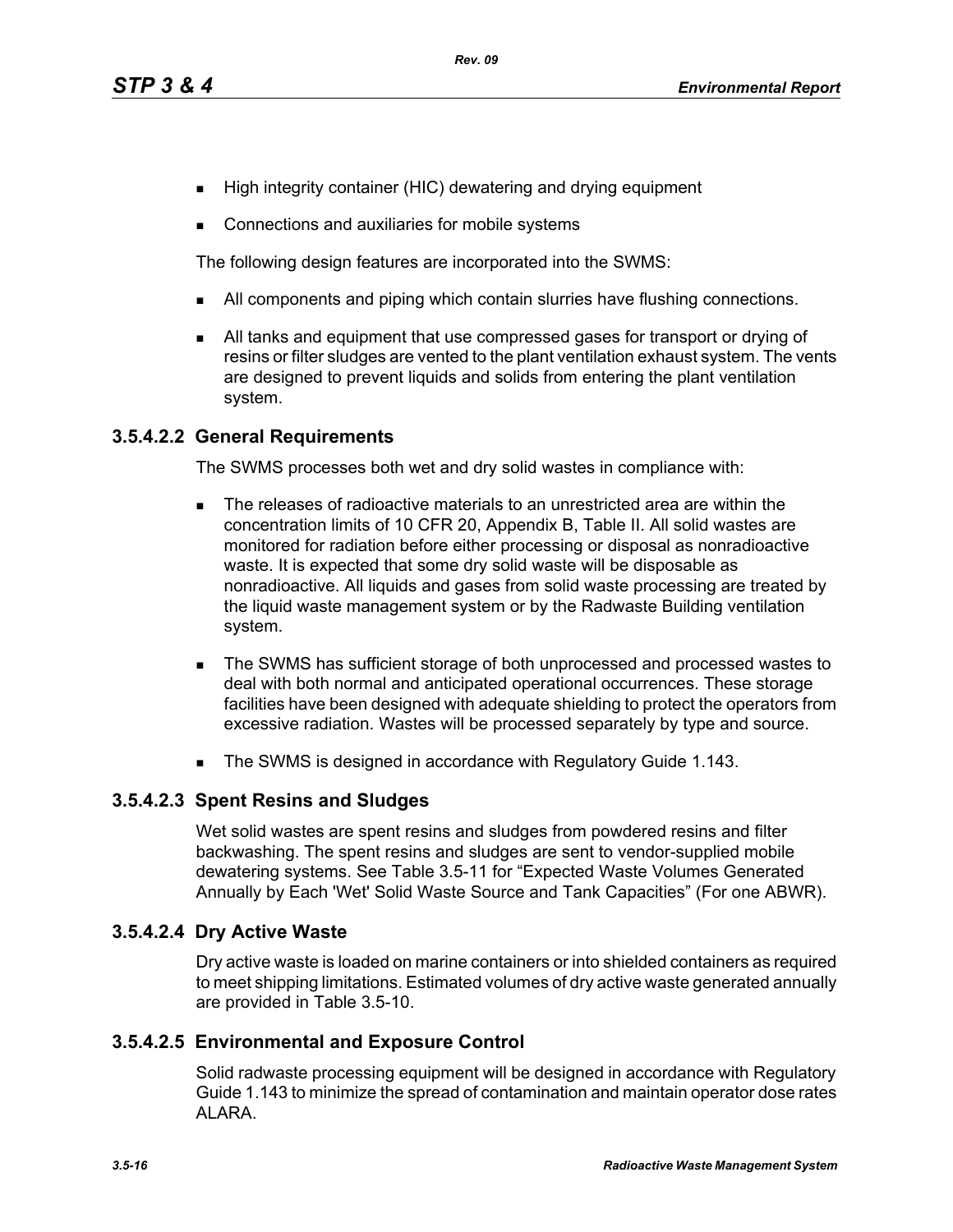- High integrity container (HIC) dewatering and drying equipment
- Connections and auxiliaries for mobile systems

The following design features are incorporated into the SWMS:

- All components and piping which contain slurries have flushing connections.
- All tanks and equipment that use compressed gases for transport or drying of resins or filter sludges are vented to the plant ventilation exhaust system. The vents are designed to prevent liquids and solids from entering the plant ventilation system.

### 3.5.4.2.2 General Requirements

The SWMS processes both wet and dry solid wastes in compliance with:

- The releases of radioactive materials to an unrestricted area are within the concentration limits of 10 CFR 20, Appendix B, Table II. All solid wastes are monitored for radiation before either processing or disposal as nonradioactive waste. It is expected that some dry solid waste will be disposable as nonradioactive. All liquids and gases from solid waste processing are treated by the liquid waste management system or by the Radwaste Building ventilation system.
- The SWMS has sufficient storage of both unprocessed and processed wastes to deal with both normal and anticipated operational occurrences. These storage facilities have been designed with adequate shielding to protect the operators from excessive radiation. Wastes will be processed separately by type and source.
- The SWMS is designed in accordance with Regulatory Guide 1.143.

### 3.5.4.2.3 Spent Resins and Sludges

Wet solid wastes are spent resins and sludges from powdered resins and filter backwashing. The spent resins and sludges are sent to vendor-supplied mobile dewatering systems. See Table 3.5-11 for “Expected Waste Volumes Generated Annually by Each 'Wet' Solid Waste Source and Tank Capacities” (For one ABWR).

### 3.5.4.2.4 Dry Active Waste

Dry active waste is loaded on marine containers or into shielded containers as required to meet shipping limitations. Estimated volumes of dry active waste generated annually are provided in Table 3.5-10.

### 3.5.4.2.5 Environmental and Exposure Control

Solid radwaste processing equipment will be designed in accordance with Regulatory Guide 1.143 to minimize the spread of contamination and maintain operator dose rates ALARA.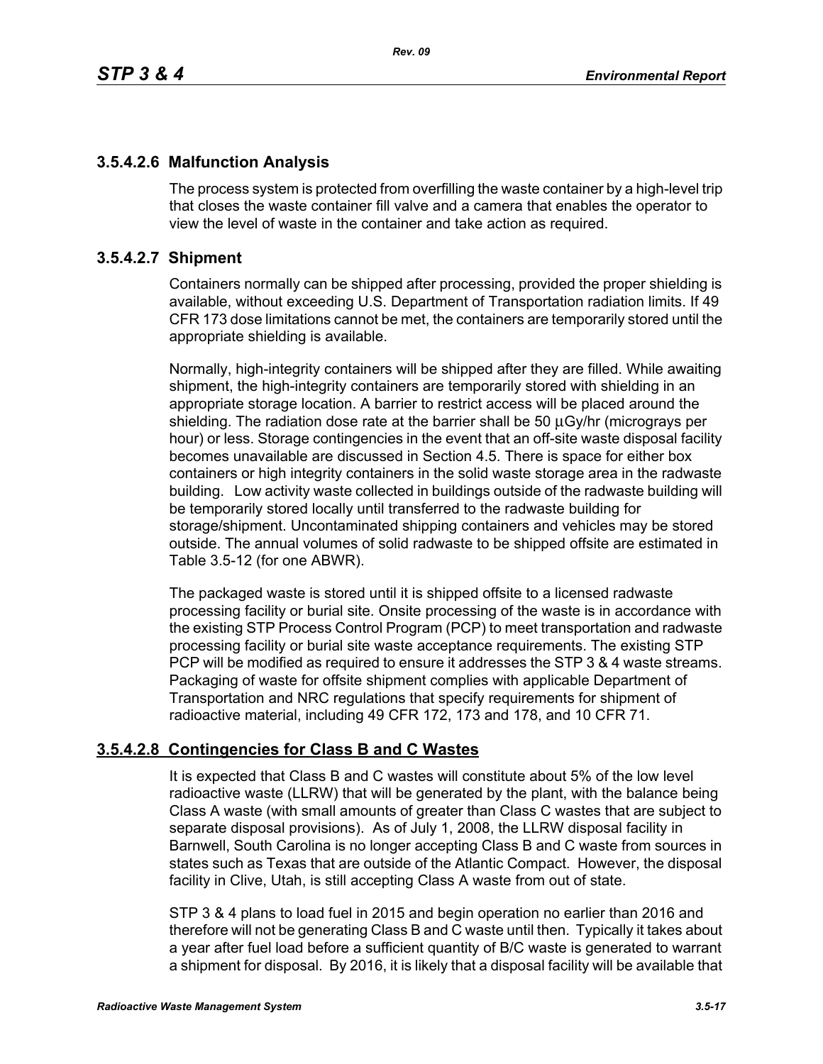### 3.5.4.2.6 Malfunction Analysis

The process system is protected from overfilling the waste container by a high-level trip that closes the waste container fill valve and a camera that enables the operator to view the level of waste in the container and take action as required.

### 3.5.4.2.7 Shipment

Containers normally can be shipped after processing, provided the proper shielding is available, without exceeding U.S. Department of Transportation radiation limits. If 49 CFR 173 dose limitations cannot be met, the containers are temporarily stored until the appropriate shielding is available.

Normally, high-integrity containers will be shipped after they are filled. While awaiting shipment, the high-integrity containers are temporarily stored with shielding in an appropriate storage location. A barrier to restrict access will be placed around the shielding. The radiation dose rate at the barrier shall be 50 µGy/hr (micrograys per hour) or less. Storage contingencies in the event that an off-site waste disposal facility becomes unavailable are discussed in Section 4.5. There is space for either box containers or high integrity containers in the solid waste storage area in the radwaste building. Low activity waste collected in buildings outside of the radwaste building will be temporarily stored locally until transferred to the radwaste building for storage/shipment. Uncontaminated shipping containers and vehicles may be stored outside. The annual volumes of solid radwaste to be shipped offsite are estimated in Table 3.5-12 (for one ABWR).

The packaged waste is stored until it is shipped offsite to a licensed radwaste processing facility or burial site. Onsite processing of the waste is in accordance with the existing STP Process Control Program (PCP) to meet transportation and radwaste processing facility or burial site waste acceptance requirements. The existing STP PCP will be modified as required to ensure it addresses the STP 3 & 4 waste streams. Packaging of waste for offsite shipment complies with applicable Department of Transportation and NRC regulations that specify requirements for shipment of radioactive material, including 49 CFR 172, 173 and 178, and 10 CFR 71.

### 3.5.4.2.8 Contingencies for Class B and C Wastes

It is expected that Class B and C wastes will constitute about 5% of the low level radioactive waste (LLRW) that will be generated by the plant, with the balance being Class A waste (with small amounts of greater than Class C wastes that are subject to separate disposal provisions). As of July 1, 2008, the LLRW disposal facility in Barnwell, South Carolina is no longer accepting Class B and C waste from sources in states such as Texas that are outside of the Atlantic Compact. However, the disposal facility in Clive, Utah, is still accepting Class A waste from out of state.

STP 3 & 4 plans to load fuel in 2015 and begin operation no earlier than 2016 and therefore will not be generating Class B and C waste until then. Typically it takes about a year after fuel load before a sufficient quantity of B/C waste is generated to warrant a shipment for disposal. By 2016, it is likely that a disposal facility will be available that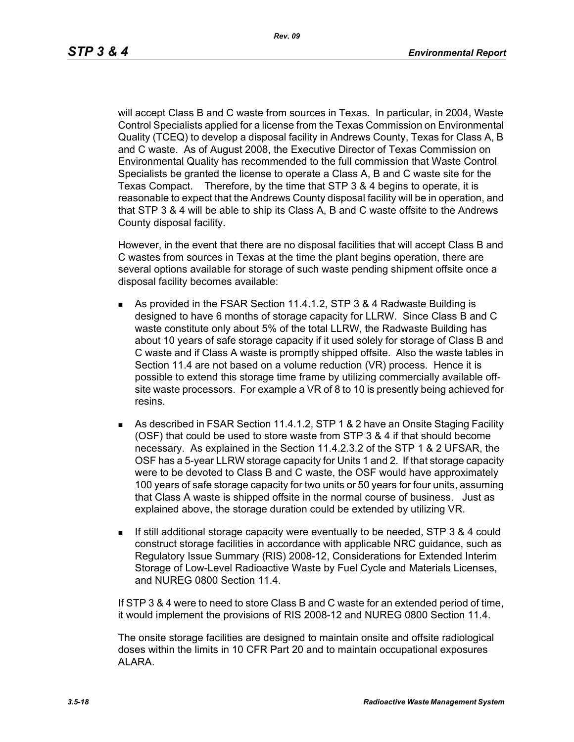will accept Class B and C waste from sources in Texas. In particular, in 2004, Waste Control Specialists applied for a license from the Texas Commission on Environmental Quality (TCEQ) to develop a disposal facility in Andrews County, Texas for Class A, B and C waste. As of August 2008, the Executive Director of Texas Commission on Environmental Quality has recommended to the full commission that Waste Control Specialists be granted the license to operate a Class A, B and C waste site for the Texas Compact. Therefore, by the time that STP 3 & 4 begins to operate, it is reasonable to expect that the Andrews County disposal facility will be in operation, and that STP 3 & 4 will be able to ship its Class A, B and C waste offsite to the Andrews County disposal facility.

However, in the event that there are no disposal facilities that will accept Class B and C wastes from sources in Texas at the time the plant begins operation, there are several options available for storage of such waste pending shipment offsite once a disposal facility becomes available:

- As provided in the FSAR Section 11.4.1.2, STP 3 & 4 Radwaste Building is designed to have 6 months of storage capacity for LLRW. Since Class B and C waste constitute only about 5% of the total LLRW, the Radwaste Building has about 10 years of safe storage capacity if it used solely for storage of Class B and C waste and if Class A waste is promptly shipped offsite. Also the waste tables in Section 11.4 are not based on a volume reduction (VR) process. Hence it is possible to extend this storage time frame by utilizing commercially available off-site waste processors. For example a VR of 8 to 10 is presently being achieved for resins.
- As described in FSAR Section 11.4.1.2, STP 1 & 2 have an Onsite Staging Facility (OSF) that could be used to store waste from STP 3 & 4 if that should become necessary. As explained in the Section 11.4.2.3.2 of the STP 1 & 2 UFSAR, the OSF has a 5-year LLRW storage capacity for Units 1 and 2. If that storage capacity were to be devoted to Class B and C waste, the OSF would have approximately 100 years of safe storage capacity for two units or 50 years for four units, assuming that Class A waste is shipped offsite in the normal course of business. Just as explained above, the storage duration could be extended by utilizing VR.
- If still additional storage capacity were eventually to be needed, STP 3 & 4 could construct storage facilities in accordance with applicable NRC guidance, such as Regulatory Issue Summary (RIS) 2008-12, Considerations for Extended Interim Storage of Low-Level Radioactive Waste by Fuel Cycle and Materials Licenses, and NUREG 0800 Section 11.4.

If STP 3 & 4 were to need to store Class B and C waste for an extended period of time, it would implement the provisions of RIS 2008-12 and NUREG 0800 Section 11.4.

The onsite storage facilities are designed to maintain onsite and offsite radiological doses within the limits in 10 CFR Part 20 and to maintain occupational exposures ALARA.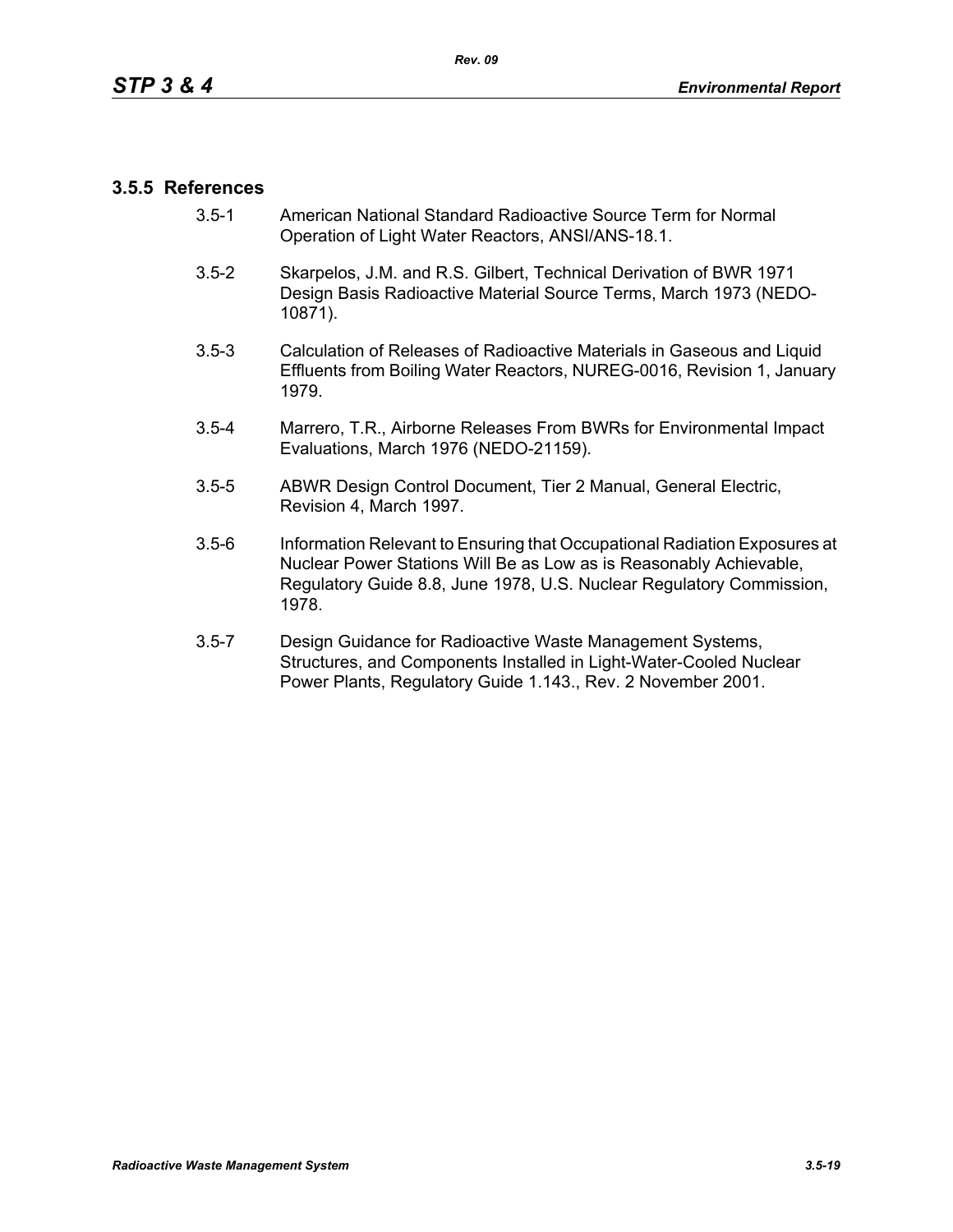### 3.5.5 References

3.5-1 American National Standard Radioactive Source Term for Normal Operation of Light Water Reactors, ANSI/ANS-18.1.

3.5-2 Skarpelos, J.M. and R.S. Gilbert, Technical Derivation of BWR 1971 Design Basis Radioactive Material Source Terms, March 1973 (NEDO-10871).

3.5-3 Calculation of Releases of Radioactive Materials in Gaseous and Liquid Effluents from Boiling Water Reactors, NUREG-0016, Revision 1, January 1979.

3.5-4 Marrero, T.R., Airborne Releases From BWRs for Environmental Impact Evaluations, March 1976 (NEDO-21159).

3.5-5 ABWR Design Control Document, Tier 2 Manual, General Electric, Revision 4, March 1997.

3.5-6 Information Relevant to Ensuring that Occupational Radiation Exposures at Nuclear Power Stations Will Be as Low as is Reasonably Achievable, Regulatory Guide 8.8, June 1978, U.S. Nuclear Regulatory Commission, 1978.

3.5-7 Design Guidance for Radioactive Waste Management Systems, Structures, and Components Installed in Light-Water-Cooled Nuclear Power Plants, Regulatory Guide 1.143., Rev. 2 November 2001.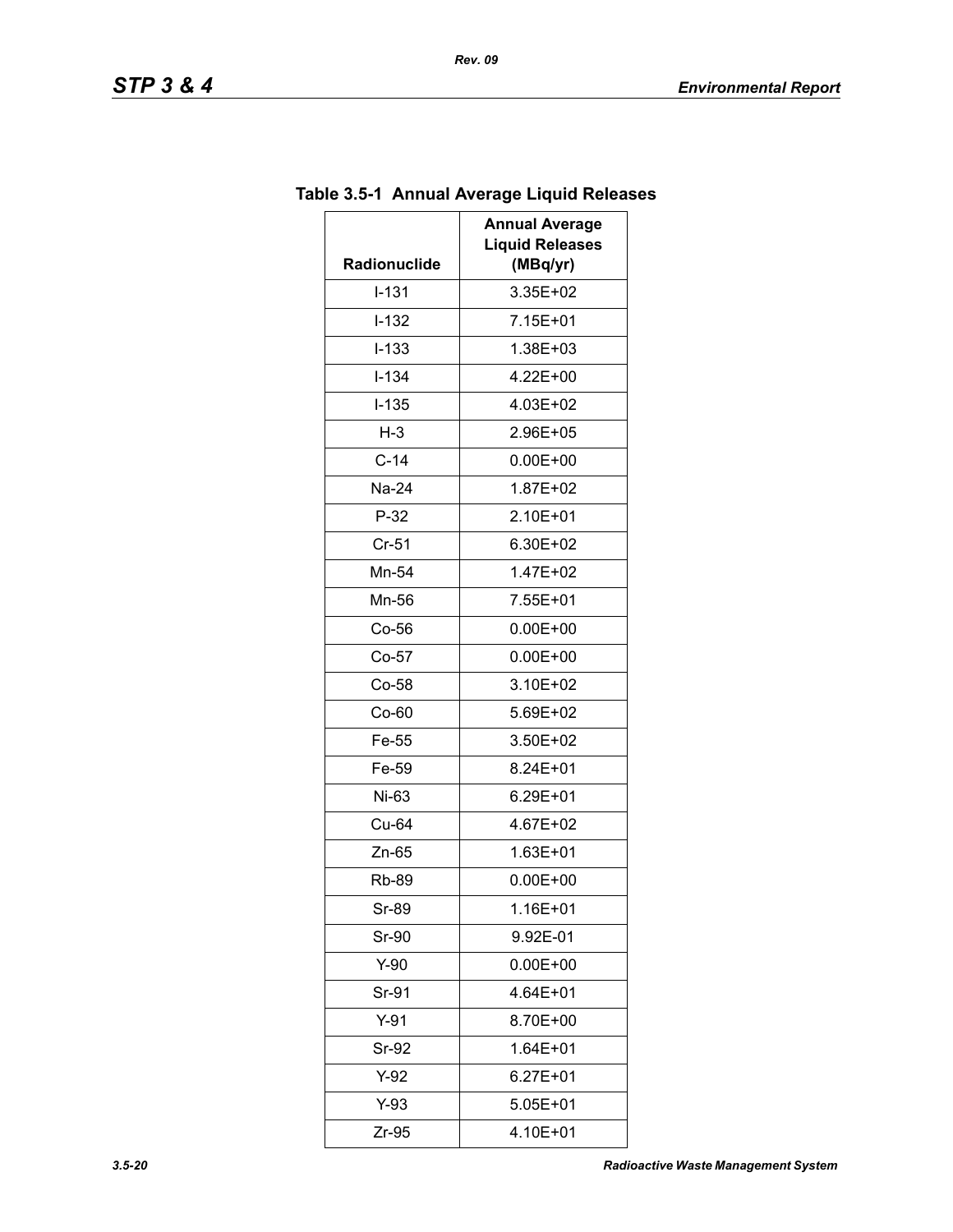**Table 3.5-1  Annual Average Liquid Releases**

| Radionuclide | Annual Average Liquid Releases (MBq/yr) |
|---|---|
| I-131 | 3.35E+02 |
| I-132 | 7.15E+01 |
| I-133 | 1.38E+03 |
| I-134 | 4.22E+00 |
| I-135 | 4.03E+02 |
| H-3 | 2.96E+05 |
| C-14 | 0.00E+00 |
| Na-24 | 1.87E+02 |
| P-32 | 2.10E+01 |
| Cr-51 | 6.30E+02 |
| Mn-54 | 1.47E+02 |
| Mn-56 | 7.55E+01 |
| Co-56 | 0.00E+00 |
| Co-57 | 0.00E+00 |
| Co-58 | 3.10E+02 |
| Co-60 | 5.69E+02 |
| Fe-55 | 3.50E+02 |
| Fe-59 | 8.24E+01 |
| Ni-63 | 6.29E+01 |
| Cu-64 | 4.67E+02 |
| Zn-65 | 1.63E+01 |
| Rb-89 | 0.00E+00 |
| Sr-89 | 1.16E+01 |
| Sr-90 | 9.92E-01 |
| Y-90 | 0.00E+00 |
| Sr-91 | 4.64E+01 |
| Y-91 | 8.70E+00 |
| Sr-92 | 1.64E+01 |
| Y-92 | 6.27E+01 |
| Y-93 | 5.05E+01 |
| Zr-95 | 4.10E+01 |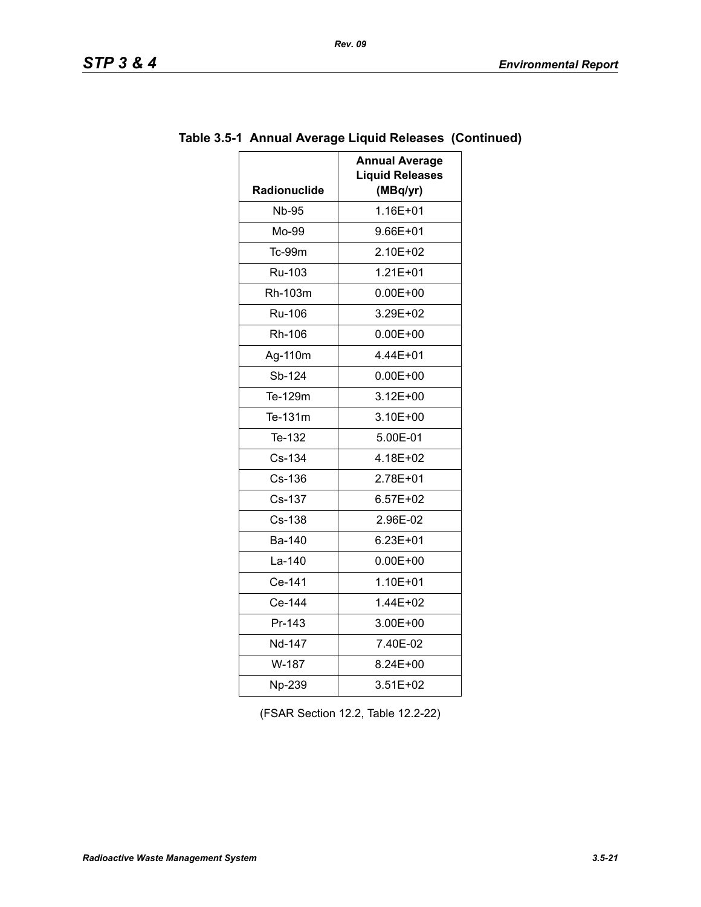## Table 3.5-1 Annual Average Liquid Releases (Continued)

| Radionuclide | Annual Average Liquid Releases (MBq/yr) |
|---|---|
| Nb-95 | 1.16E+01 |
| Mo-99 | 9.66E+01 |
| Tc-99m | 2.10E+02 |
| Ru-103 | 1.21E+01 |
| Rh-103m | 0.00E+00 |
| Ru-106 | 3.29E+02 |
| Rh-106 | 0.00E+00 |
| Ag-110m | 4.44E+01 |
| Sb-124 | 0.00E+00 |
| Te-129m | 3.12E+00 |
| Te-131m | 3.10E+00 |
| Te-132 | 5.00E-01 |
| Cs-134 | 4.18E+02 |
| Cs-136 | 2.78E+01 |
| Cs-137 | 6.57E+02 |
| Cs-138 | 2.96E-02 |
| Ba-140 | 6.23E+01 |
| La-140 | 0.00E+00 |
| Ce-141 | 1.10E+01 |
| Ce-144 | 1.44E+02 |
| Pr-143 | 3.00E+00 |
| Nd-147 | 7.40E-02 |
| W-187 | 8.24E+00 |
| Np-239 | 3.51E+02 |

(FSAR Section 12.2, Table 12.2-22)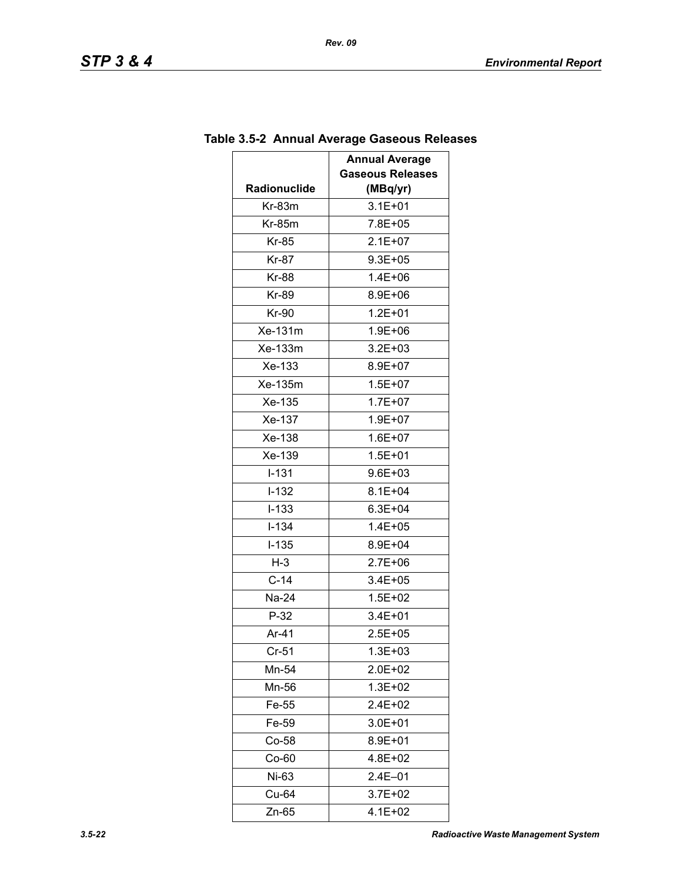## Table 3.5-2 Annual Average Gaseous Releases

| Radionuclide | Annual Average Gaseous Releases (MBq/yr) |
|---|---|
| Kr-83m | 3.1E+01 |
| Kr-85m | 7.8E+05 |
| Kr-85 | 2.1E+07 |
| Kr-87 | 9.3E+05 |
| Kr-88 | 1.4E+06 |
| Kr-89 | 8.9E+06 |
| Kr-90 | 1.2E+01 |
| Xe-131m | 1.9E+06 |
| Xe-133m | 3.2E+03 |
| Xe-133 | 8.9E+07 |
| Xe-135m | 1.5E+07 |
| Xe-135 | 1.7E+07 |
| Xe-137 | 1.9E+07 |
| Xe-138 | 1.6E+07 |
| Xe-139 | 1.5E+01 |
| I-131 | 9.6E+03 |
| I-132 | 8.1E+04 |
| I-133 | 6.3E+04 |
| I-134 | 1.4E+05 |
| I-135 | 8.9E+04 |
| H-3 | 2.7E+06 |
| C-14 | 3.4E+05 |
| Na-24 | 1.5E+02 |
| P-32 | 3.4E+01 |
| Ar-41 | 2.5E+05 |
| Cr-51 | 1.3E+03 |
| Mn-54 | 2.0E+02 |
| Mn-56 | 1.3E+02 |
| Fe-55 | 2.4E+02 |
| Fe-59 | 3.0E+01 |
| Co-58 | 8.9E+01 |
| Co-60 | 4.8E+02 |
| Ni-63 | 2.4E–01 |
| Cu-64 | 3.7E+02 |
| Zn-65 | 4.1E+02 |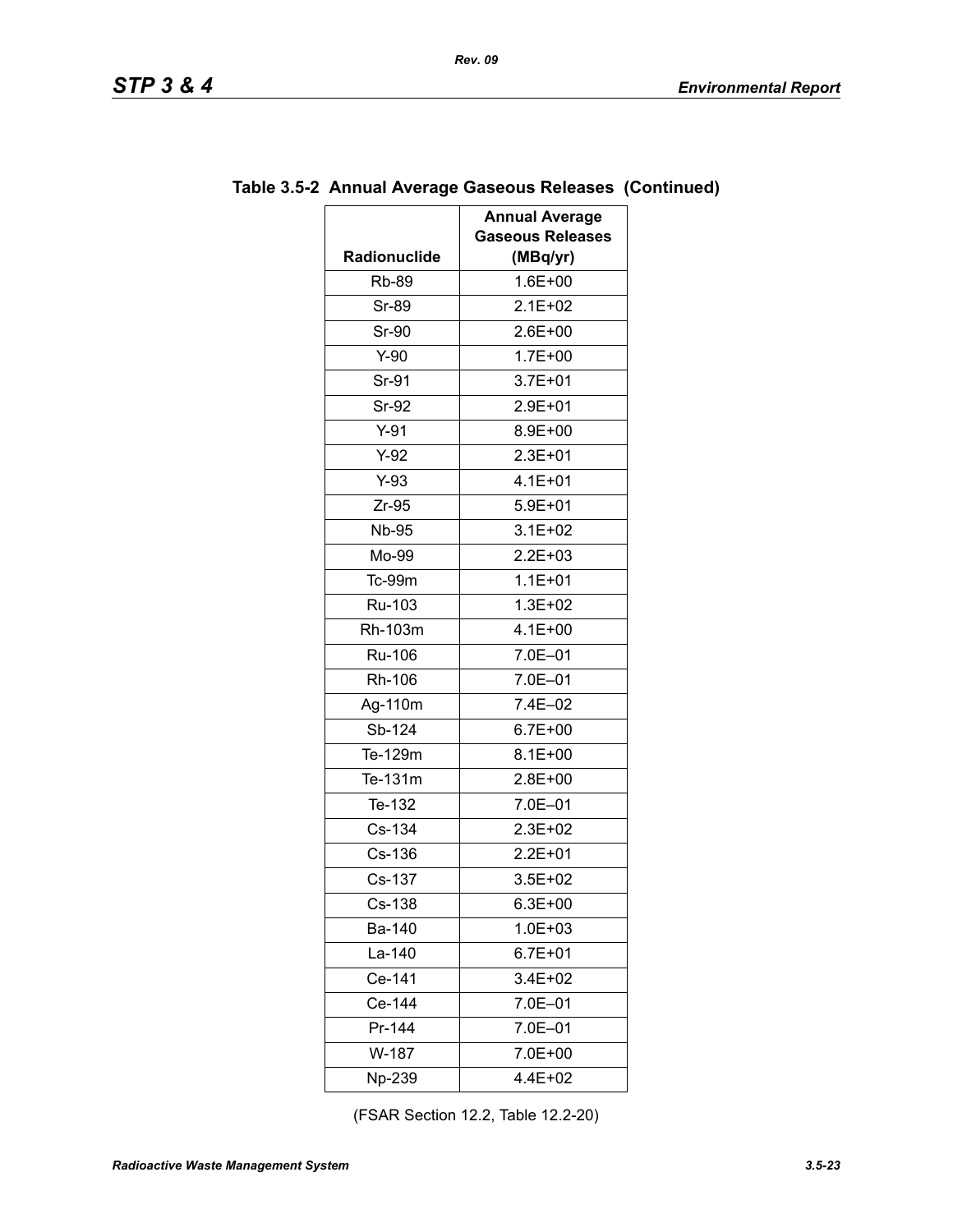**Table 3.5-2 Annual Average Gaseous Releases (Continued)**

| Radionuclide | Annual Average Gaseous Releases (MBq/yr) |
|---|---|
| Rb-89 | 1.6E+00 |
| Sr-89 | 2.1E+02 |
| Sr-90 | 2.6E+00 |
| Y-90 | 1.7E+00 |
| Sr-91 | 3.7E+01 |
| Sr-92 | 2.9E+01 |
| Y-91 | 8.9E+00 |
| Y-92 | 2.3E+01 |
| Y-93 | 4.1E+01 |
| Zr-95 | 5.9E+01 |
| Nb-95 | 3.1E+02 |
| Mo-99 | 2.2E+03 |
| Tc-99m | 1.1E+01 |
| Ru-103 | 1.3E+02 |
| Rh-103m | 4.1E+00 |
| Ru-106 | 7.0E–01 |
| Rh-106 | 7.0E–01 |
| Ag-110m | 7.4E–02 |
| Sb-124 | 6.7E+00 |
| Te-129m | 8.1E+00 |
| Te-131m | 2.8E+00 |
| Te-132 | 7.0E–01 |
| Cs-134 | 2.3E+02 |
| Cs-136 | 2.2E+01 |
| Cs-137 | 3.5E+02 |
| Cs-138 | 6.3E+00 |
| Ba-140 | 1.0E+03 |
| La-140 | 6.7E+01 |
| Ce-141 | 3.4E+02 |
| Ce-144 | 7.0E–01 |
| Pr-144 | 7.0E–01 |
| W-187 | 7.0E+00 |
| Np-239 | 4.4E+02 |

(FSAR Section 12.2, Table 12.2-20)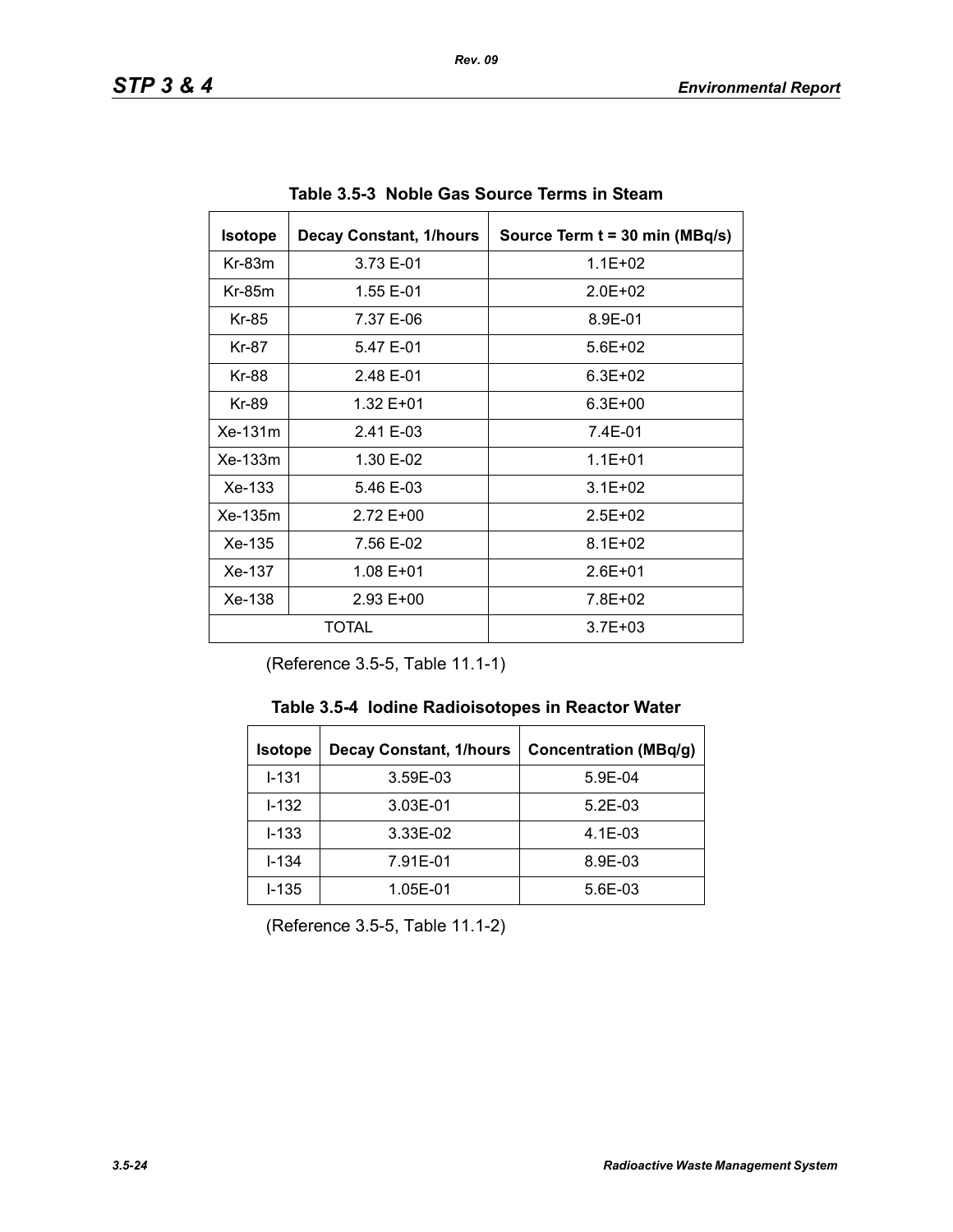**Table 3.5-3 Noble Gas Source Terms in Steam**

| Isotope | Decay Constant, 1/hours | Source Term t = 30 min (MBq/s) |
|---|---|---|
| Kr-83m | 3.73 E-01 | 1.1E+02 |
| Kr-85m | 1.55 E-01 | 2.0E+02 |
| Kr-85 | 7.37 E-06 | 8.9E-01 |
| Kr-87 | 5.47 E-01 | 5.6E+02 |
| Kr-88 | 2.48 E-01 | 6.3E+02 |
| Kr-89 | 1.32 E+01 | 6.3E+00 |
| Xe-131m | 2.41 E-03 | 7.4E-01 |
| Xe-133m | 1.30 E-02 | 1.1E+01 |
| Xe-133 | 5.46 E-03 | 3.1E+02 |
| Xe-135m | 2.72 E+00 | 2.5E+02 |
| Xe-135 | 7.56 E-02 | 8.1E+02 |
| Xe-137 | 1.08 E+01 | 2.6E+01 |
| Xe-138 | 2.93 E+00 | 7.8E+02 |
| TOTAL | | 3.7E+03 |

(Reference 3.5-5, Table 11.1-1)

**Table 3.5-4 Iodine Radioisotopes in Reactor Water**

| Isotope | Decay Constant, 1/hours | Concentration (MBq/g) |
|---|---|---|
| I-131 | 3.59E-03 | 5.9E-04 |
| I-132 | 3.03E-01 | 5.2E-03 |
| I-133 | 3.33E-02 | 4.1E-03 |
| I-134 | 7.91E-01 | 8.9E-03 |
| I-135 | 1.05E-01 | 5.6E-03 |

(Reference 3.5-5, Table 11.1-2)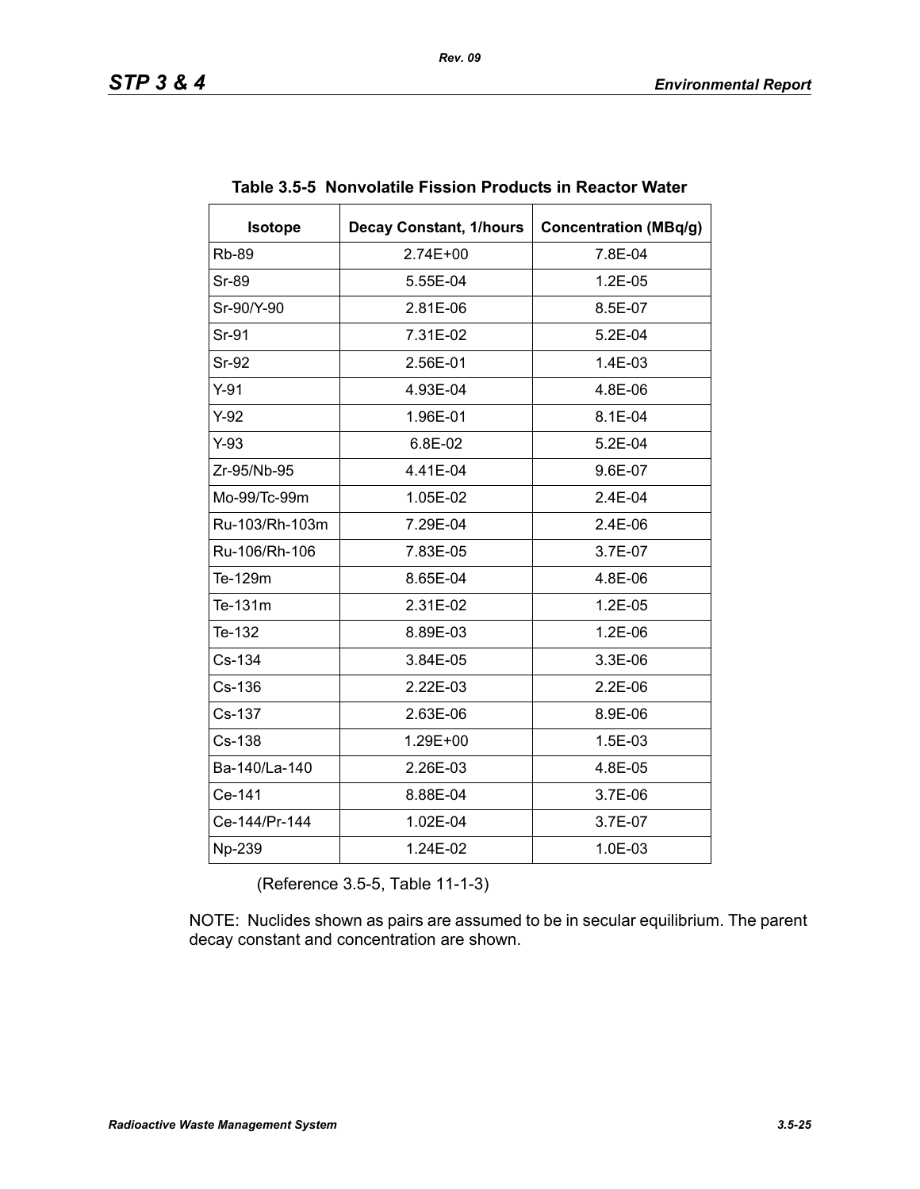**Table 3.5-5 Nonvolatile Fission Products in Reactor Water**

| Isotope | Decay Constant, 1/hours | Concentration (MBq/g) |
|---|---|---|
| Rb-89 | 2.74E+00 | 7.8E-04 |
| Sr-89 | 5.55E-04 | 1.2E-05 |
| Sr-90/Y-90 | 2.81E-06 | 8.5E-07 |
| Sr-91 | 7.31E-02 | 5.2E-04 |
| Sr-92 | 2.56E-01 | 1.4E-03 |
| Y-91 | 4.93E-04 | 4.8E-06 |
| Y-92 | 1.96E-01 | 8.1E-04 |
| Y-93 | 6.8E-02 | 5.2E-04 |
| Zr-95/Nb-95 | 4.41E-04 | 9.6E-07 |
| Mo-99/Tc-99m | 1.05E-02 | 2.4E-04 |
| Ru-103/Rh-103m | 7.29E-04 | 2.4E-06 |
| Ru-106/Rh-106 | 7.83E-05 | 3.7E-07 |
| Te-129m | 8.65E-04 | 4.8E-06 |
| Te-131m | 2.31E-02 | 1.2E-05 |
| Te-132 | 8.89E-03 | 1.2E-06 |
| Cs-134 | 3.84E-05 | 3.3E-06 |
| Cs-136 | 2.22E-03 | 2.2E-06 |
| Cs-137 | 2.63E-06 | 8.9E-06 |
| Cs-138 | 1.29E+00 | 1.5E-03 |
| Ba-140/La-140 | 2.26E-03 | 4.8E-05 |
| Ce-141 | 8.88E-04 | 3.7E-06 |
| Ce-144/Pr-144 | 1.02E-04 | 3.7E-07 |
| Np-239 | 1.24E-02 | 1.0E-03 |

(Reference 3.5-5, Table 11-1-3)

NOTE: Nuclides shown as pairs are assumed to be in secular equilibrium. The parent decay constant and concentration are shown.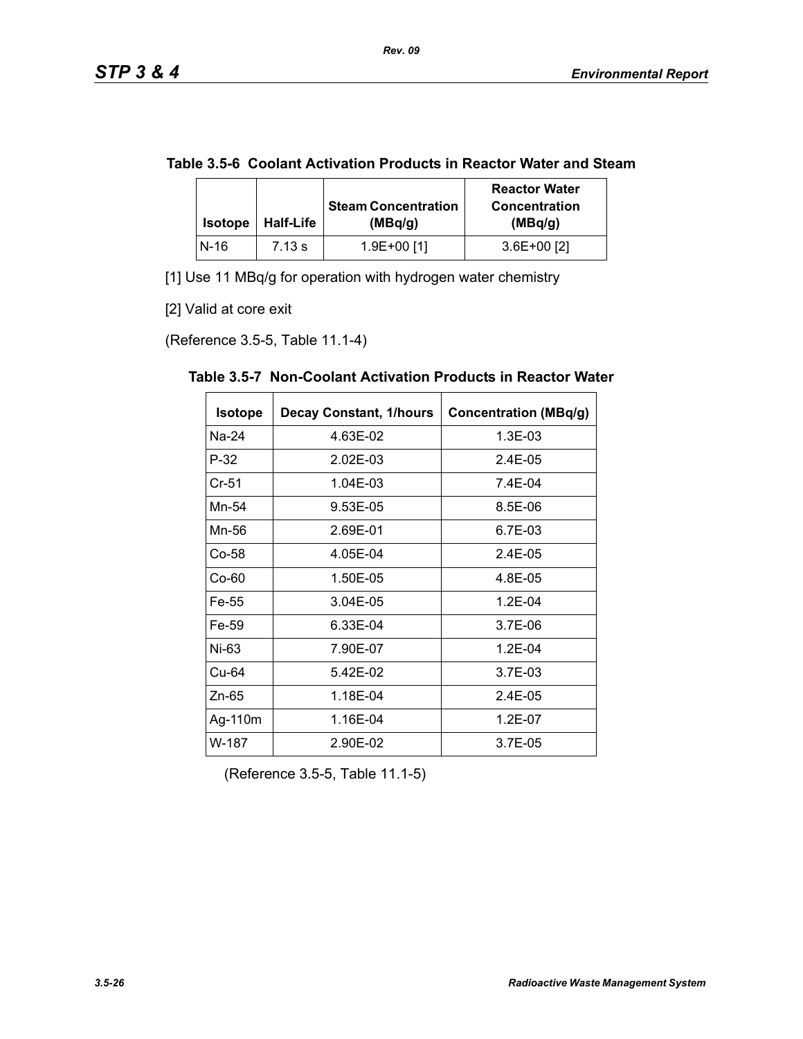**Table 3.5-6 Coolant Activation Products in Reactor Water and Steam**

| Isotope | Half-Life | Steam Concentration (MBq/g) | Reactor Water Concentration (MBq/g) |
|---|---|---|---|
| N-16 | 7.13 s | 1.9E+00 [1] | 3.6E+00 [2] |

[1] Use 11 MBq/g for operation with hydrogen water chemistry

[2] Valid at core exit

(Reference 3.5-5, Table 11.1-4)

**Table 3.5-7 Non-Coolant Activation Products in Reactor Water**

| Isotope | Decay Constant, 1/hours | Concentration (MBq/g) |
|---|---|---|
| Na-24 | 4.63E-02 | 1.3E-03 |
| P-32 | 2.02E-03 | 2.4E-05 |
| Cr-51 | 1.04E-03 | 7.4E-04 |
| Mn-54 | 9.53E-05 | 8.5E-06 |
| Mn-56 | 2.69E-01 | 6.7E-03 |
| Co-58 | 4.05E-04 | 2.4E-05 |
| Co-60 | 1.50E-05 | 4.8E-05 |
| Fe-55 | 3.04E-05 | 1.2E-04 |
| Fe-59 | 6.33E-04 | 3.7E-06 |
| Ni-63 | 7.90E-07 | 1.2E-04 |
| Cu-64 | 5.42E-02 | 3.7E-03 |
| Zn-65 | 1.18E-04 | 2.4E-05 |
| Ag-110m | 1.16E-04 | 1.2E-07 |
| W-187 | 2.90E-02 | 3.7E-05 |

(Reference 3.5-5, Table 11.1-5)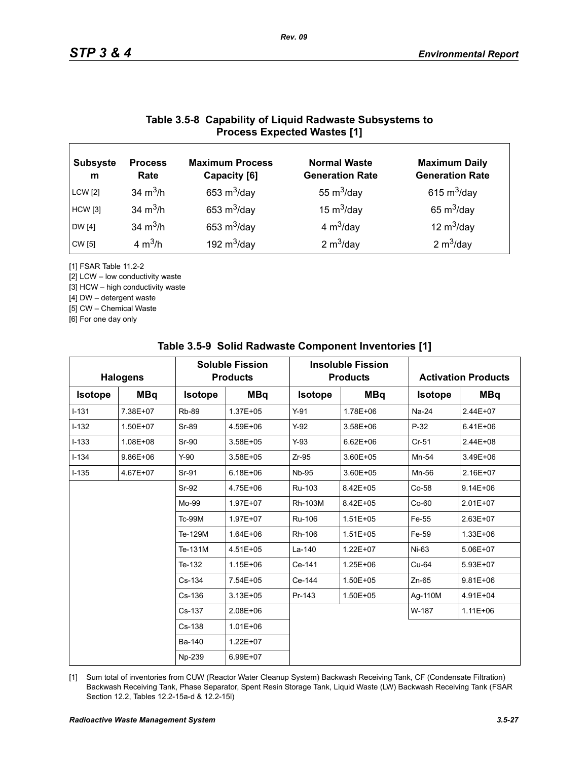## Table 3.5-8 Capability of Liquid Radwaste Subsystems to Process Expected Wastes [1]

| Subsystem | Process Rate | Maximum Process Capacity [6] | Normal Waste Generation Rate | Maximum Daily Generation Rate |
|---|---|---|---|---|
| LCW [2] | 34 $m^3$/h | 653 $m^3$/day | 55 $m^3$/day | 615 $m^3$/day |
| HCW [3] | 34 $m^3$/h | 653 $m^3$/day | 15 $m^3$/day | 65 $m^3$/day |
| DW [4] | 34 $m^3$/h | 653 $m^3$/day | 4 $m^3$/day | 12 $m^3$/day |
| CW [5] | 4 $m^3$/h | 192 $m^3$/day | 2 $m^3$/day | 2 $m^3$/day |

[1] FSAR Table 11.2-2

[2] LCW – low conductivity waste

[3] HCW – high conductivity waste

[4] DW – detergent waste

[5] CW – Chemical Waste

[6] For one day only

## Table 3.5-9 Solid Radwaste Component Inventories [1]

| Halogens | | Soluble Fission Products | | Insoluble Fission Products | | Activation Products | |
|---|---|---|---|---|---|---|---|
| Isotope | MBq | Isotope | MBq | Isotope | MBq | Isotope | MBq |
| I-131 | 7.38E+07 | Rb-89 | 1.37E+05 | Y-91 | 1.78E+06 | Na-24 | 2.44E+07 |
| I-132 | 1.50E+07 | Sr-89 | 4.59E+06 | Y-92 | 3.58E+06 | P-32 | 6.41E+06 |
| I-133 | 1.08E+08 | Sr-90 | 3.58E+05 | Y-93 | 6.62E+06 | Cr-51 | 2.44E+08 |
| I-134 | 9.86E+06 | Y-90 | 3.58E+05 | Zr-95 | 3.60E+05 | Mn-54 | 3.49E+06 |
| I-135 | 4.67E+07 | Sr-91 | 6.18E+06 | Nb-95 | 3.60E+05 | Mn-56 | 2.16E+07 |
| | | Sr-92 | 4.75E+06 | Ru-103 | 8.42E+05 | Co-58 | 9.14E+06 |
| | | Mo-99 | 1.97E+07 | Rh-103M | 8.42E+05 | Co-60 | 2.01E+07 |
| | | Tc-99M | 1.97E+07 | Ru-106 | 1.51E+05 | Fe-55 | 2.63E+07 |
| | | Te-129M | 1.64E+06 | Rh-106 | 1.51E+05 | Fe-59 | 1.33E+06 |
| | | Te-131M | 4.51E+05 | La-140 | 1.22E+07 | Ni-63 | 5.06E+07 |
| | | Te-132 | 1.15E+06 | Ce-141 | 1.25E+06 | Cu-64 | 5.93E+07 |
| | | Cs-134 | 7.54E+05 | Ce-144 | 1.50E+05 | Zn-65 | 9.81E+06 |
| | | Cs-136 | 3.13E+05 | Pr-143 | 1.50E+05 | Ag-110M | 4.91E+04 |
| | | Cs-137 | 2.08E+06 | | | W-187 | 1.11E+06 |
| | | Cs-138 | 1.01E+06 | | | | |
| | | Ba-140 | 1.22E+07 | | | | |
| | | Np-239 | 6.99E+07 | | | | |

[1] Sum total of inventories from CUW (Reactor Water Cleanup System) Backwash Receiving Tank, CF (Condensate Filtration) Backwash Receiving Tank, Phase Separator, Spent Resin Storage Tank, Liquid Waste (LW) Backwash Receiving Tank (FSAR Section 12.2, Tables 12.2-15a-d & 12.2-15l)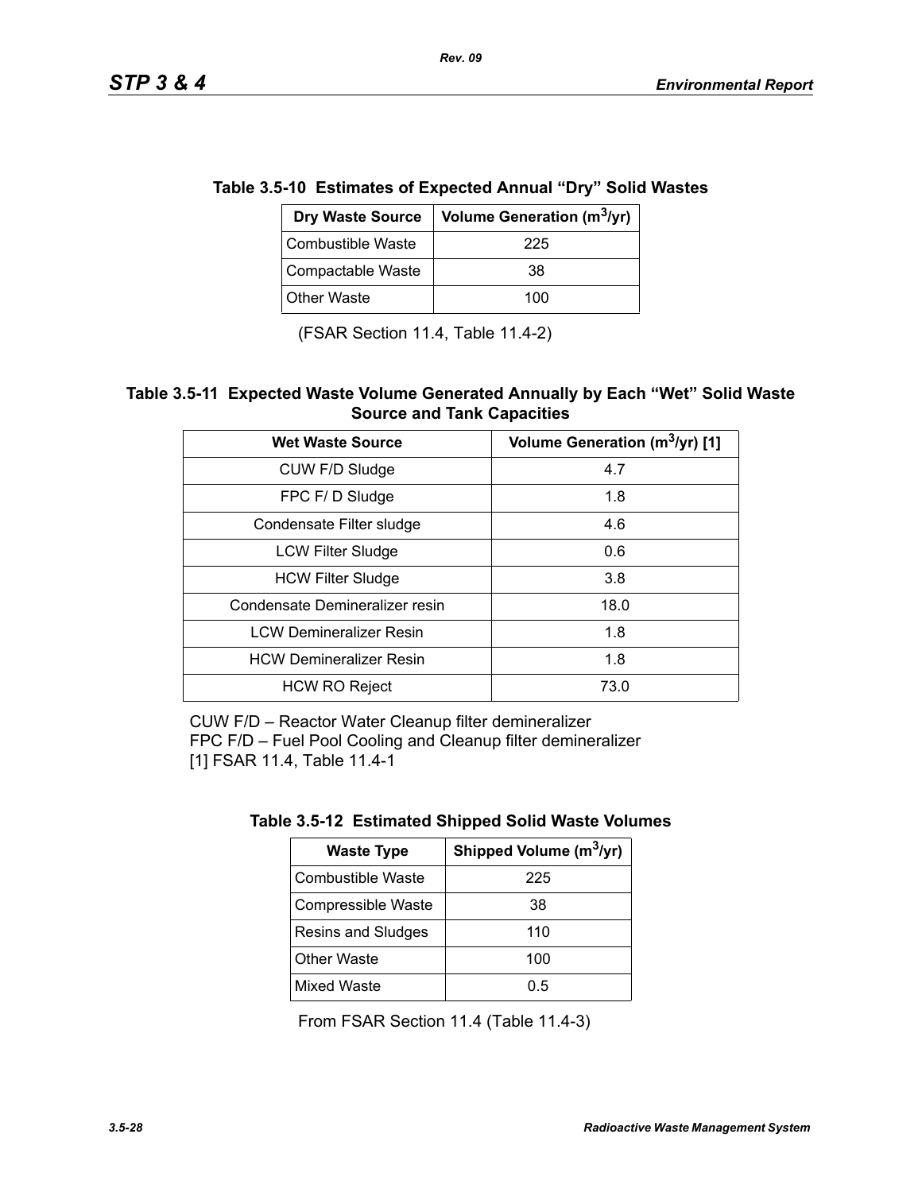**Table 3.5-10 Estimates of Expected Annual "Dry" Solid Wastes**

| Dry Waste Source | Volume Generation ($m^3$/yr) |
|---|---|
| Combustible Waste | 225 |
| Compactable Waste | 38 |
| Other Waste | 100 |

(FSAR Section 11.4, Table 11.4-2)

**Table 3.5-11 Expected Waste Volume Generated Annually by Each "Wet" Solid Waste Source and Tank Capacities**

| Wet Waste Source | Volume Generation ($m^3$/yr) [1] |
|---|---|
| CUW F/D Sludge | 4.7 |
| FPC F/ D Sludge | 1.8 |
| Condensate Filter sludge | 4.6 |
| LCW Filter Sludge | 0.6 |
| HCW Filter Sludge | 3.8 |
| Condensate Demineralizer resin | 18.0 |
| LCW Demineralizer Resin | 1.8 |
| HCW Demineralizer Resin | 1.8 |
| HCW RO Reject | 73.0 |

CUW F/D – Reactor Water Cleanup filter demineralizer
FPC F/D – Fuel Pool Cooling and Cleanup filter demineralizer
[1] FSAR 11.4, Table 11.4-1

**Table 3.5-12 Estimated Shipped Solid Waste Volumes**

| Waste Type | Shipped Volume ($m^3$/yr) |
|---|---|
| Combustible Waste | 225 |
| Compressible Waste | 38 |
| Resins and Sludges | 110 |
| Other Waste | 100 |
| Mixed Waste | 0.5 |

From FSAR Section 11.4 (Table 11.4-3)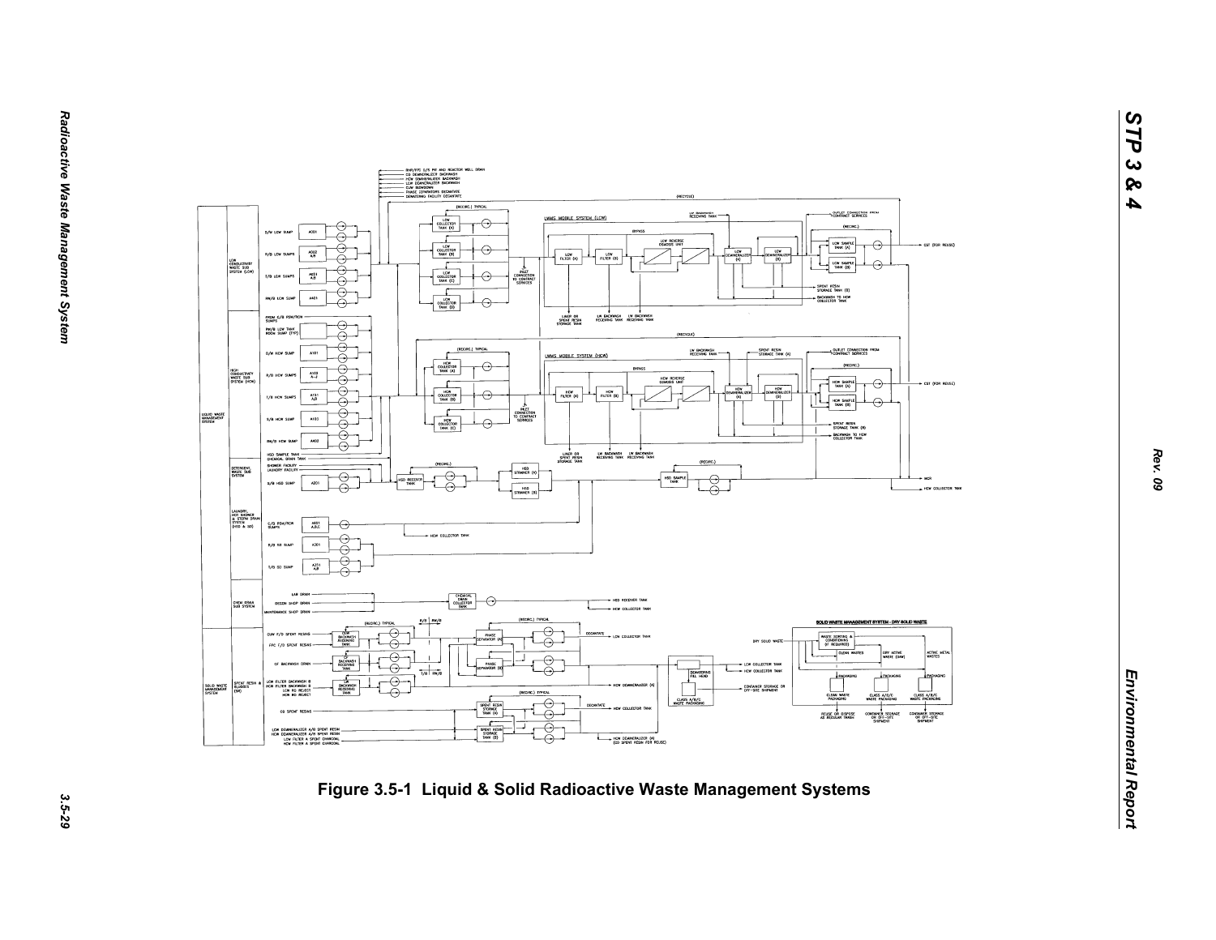Figure 3.5-1 Liquid & Solid Radioactive Waste Management Systems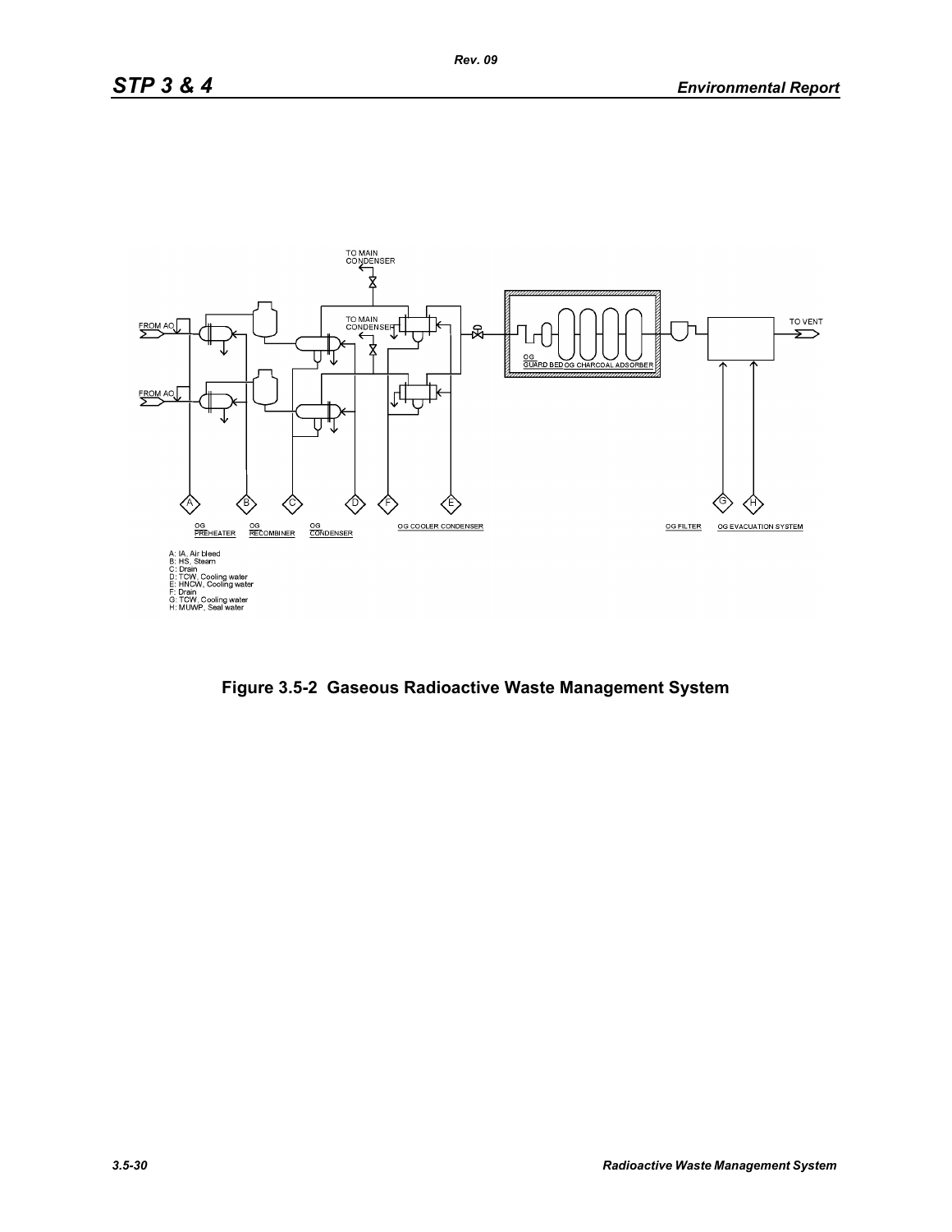TO MAIN
CONDENSER

TO MAIN
CONDENSER

FROM AO

FROM AO

OG
GUARD BED

OG CHARCOAL ADSORBER

TO VENT

A B C D F E G H

OG
PREHEATER

OG
RECOMBINER

OG
CONDENSER

OG COOLER CONDENSER

OG FILTER

OG EVACUATION SYSTEM

A: IA, Air bleed
B: HS, Steam
C: Drain
D: TCW, Cooling water
E: HNCW, Cooling water
F: Drain
G: TCW, Cooling water
H: MUWP, Seal water

**Figure 3.5-2 Gaseous Radioactive Waste Management System**